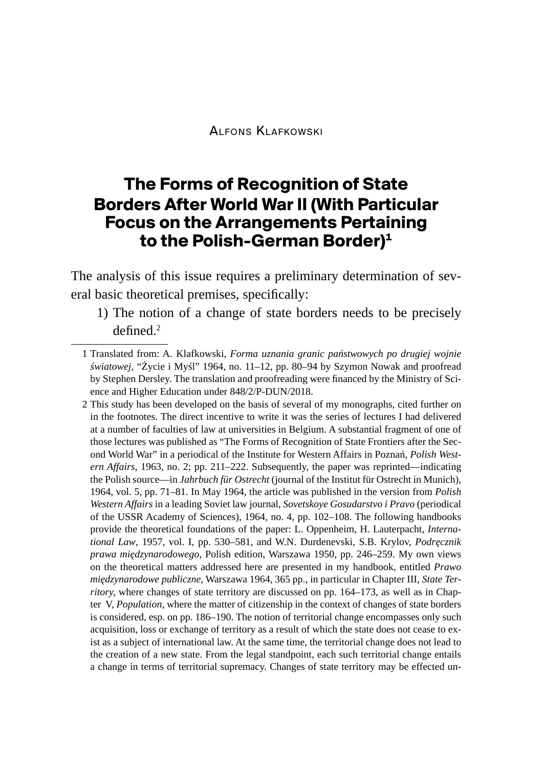Alfons Klafkowski

# The Forms of Recognition of State Borders After World War II (With Particular Focus on the Arrangements Pertaining to the Polish-German Border)[1]

The analysis of this issue requires a preliminary determination of several basic theoretical premises, specifically:

1) The notion of a change of state borders needs to be precisely defined.[2]

---

1 Translated from: A. Klafkowski, *Forma uznania granic państwowych po drugiej wojnie światowej*, "Życie i Myśl" 1964, no. 11–12, pp. 80–94 by Szymon Nowak and proofread by Stephen Dersley. The translation and proofreading were financed by the Ministry of Science and Higher Education under 848/2/P-DUN/2018.

2 This study has been developed on the basis of several of my monographs, cited further on in the footnotes. The direct incentive to write it was the series of lectures I had delivered at a number of faculties of law at universities in Belgium. A substantial fragment of one of those lectures was published as "The Forms of Recognition of State Frontiers after the Second World War" in a periodical of the Institute for Western Affairs in Poznań, *Polish Western Affairs*, 1963, no. 2; pp. 211–222. Subsequently, the paper was reprinted—indicating the Polish source—in *Jahrbuch für Ostrecht* (journal of the Institut für Ostrecht in Munich), 1964, vol. 5, pp. 71–81. In May 1964, the article was published in the version from *Polish Western Affairs* in a leading Soviet law journal, *Sovetskoye Gosudarstvo i Pravo* (periodical of the USSR Academy of Sciences), 1964, no. 4, pp. 102–108. The following handbooks provide the theoretical foundations of the paper: L. Oppenheim, H. Lauterpacht, *International Law*, 1957, vol. I, pp. 530–581, and W.N. Durdenevski, S.B. Krylov, *Podręcznik prawa międzynarodowego*, Polish edition, Warszawa 1950, pp. 246–259. My own views on the theoretical matters addressed here are presented in my handbook, entitled *Prawo międzynarodowe publiczne*, Warszawa 1964, 365 pp., in particular in Chapter III, *State Territory*, where changes of state territory are discussed on pp. 164–173, as well as in Chapter V, *Population*, where the matter of citizenship in the context of changes of state borders is considered, esp. on pp. 186–190. The notion of territorial change encompasses only such acquisition, loss or exchange of territory as a result of which the state does not cease to exist as a subject of international law. At the same time, the territorial change does not lead to the creation of a new state. From the legal standpoint, each such territorial change entails a change in terms of territorial supremacy. Changes of state territory may be effected un-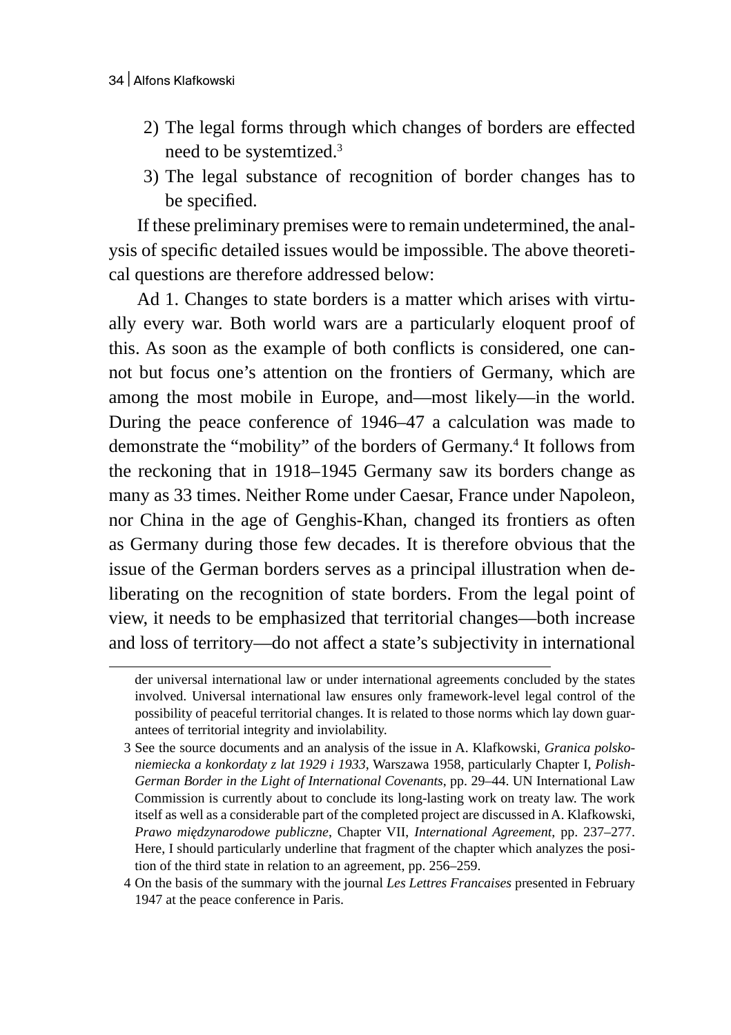2) The legal forms through which changes of borders are effected need to be systemtized.[3]
3) The legal substance of recognition of border changes has to be specified.

If these preliminary premises were to remain undetermined, the analysis of specific detailed issues would be impossible. The above theoretical questions are therefore addressed below:

Ad 1. Changes to state borders is a matter which arises with virtually every war. Both world wars are a particularly eloquent proof of this. As soon as the example of both conflicts is considered, one cannot but focus one's attention on the frontiers of Germany, which are among the most mobile in Europe, and—most likely—in the world. During the peace conference of 1946–47 a calculation was made to demonstrate the "mobility" of the borders of Germany.[4] It follows from the reckoning that in 1918–1945 Germany saw its borders change as many as 33 times. Neither Rome under Caesar, France under Napoleon, nor China in the age of Genghis-Khan, changed its frontiers as often as Germany during those few decades. It is therefore obvious that the issue of the German borders serves as a principal illustration when deliberating on the recognition of state borders. From the legal point of view, it needs to be emphasized that territorial changes—both increase and loss of territory—do not affect a state's subjectivity in international

---

der universal international law or under international agreements concluded by the states involved. Universal international law ensures only framework-level legal control of the possibility of peaceful territorial changes. It is related to those norms which lay down guarantees of territorial integrity and inviolability.

3 See the source documents and an analysis of the issue in A. Klafkowski, *Granica polsko-niemiecka a konkordaty z lat 1929 i 1933*, Warszawa 1958, particularly Chapter I, *Polish-German Border in the Light of International Covenants*, pp. 29–44. UN International Law Commission is currently about to conclude its long-lasting work on treaty law. The work itself as well as a considerable part of the completed project are discussed in A. Klafkowski, *Prawo międzynarodowe publiczne*, Chapter VII, *International Agreement*, pp. 237–277. Here, I should particularly underline that fragment of the chapter which analyzes the position of the third state in relation to an agreement, pp. 256–259.

4 On the basis of the summary with the journal *Les Lettres Francaises* presented in February 1947 at the peace conference in Paris.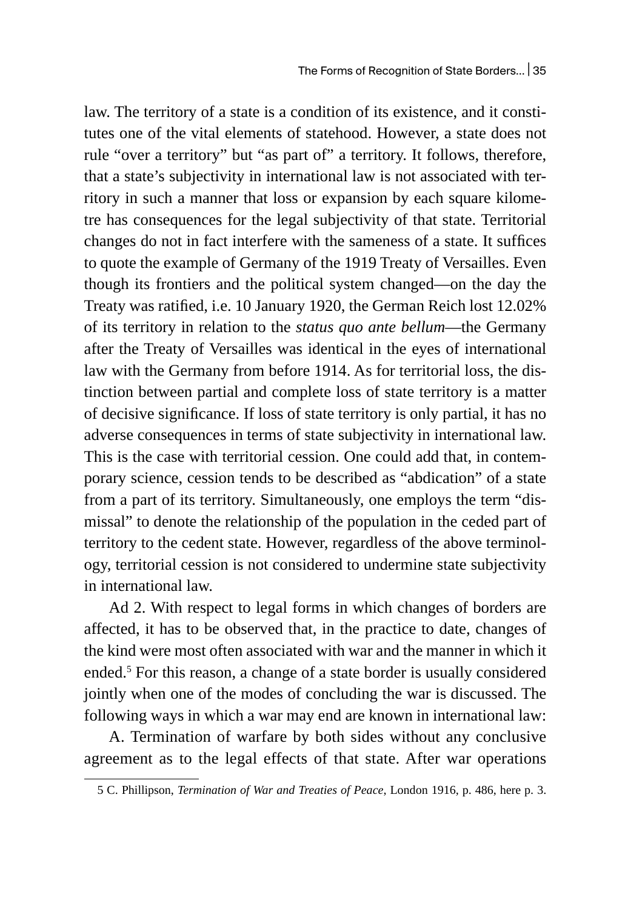law. The territory of a state is a condition of its existence, and it constitutes one of the vital elements of statehood. However, a state does not rule "over a territory" but "as part of" a territory. It follows, therefore, that a state's subjectivity in international law is not associated with territory in such a manner that loss or expansion by each square kilometre has consequences for the legal subjectivity of that state. Territorial changes do not in fact interfere with the sameness of a state. It suffices to quote the example of Germany of the 1919 Treaty of Versailles. Even though its frontiers and the political system changed—on the day the Treaty was ratified, i.e. 10 January 1920, the German Reich lost 12.02% of its territory in relation to the *status quo ante bellum*—the Germany after the Treaty of Versailles was identical in the eyes of international law with the Germany from before 1914. As for territorial loss, the distinction between partial and complete loss of state territory is a matter of decisive significance. If loss of state territory is only partial, it has no adverse consequences in terms of state subjectivity in international law. This is the case with territorial cession. One could add that, in contemporary science, cession tends to be described as "abdication" of a state from a part of its territory. Simultaneously, one employs the term "dismissal" to denote the relationship of the population in the ceded part of territory to the cedent state. However, regardless of the above terminology, territorial cession is not considered to undermine state subjectivity in international law.

Ad 2. With respect to legal forms in which changes of borders are affected, it has to be observed that, in the practice to date, changes of the kind were most often associated with war and the manner in which it ended.[5] For this reason, a change of a state border is usually considered jointly when one of the modes of concluding the war is discussed. The following ways in which a war may end are known in international law:

A. Termination of warfare by both sides without any conclusive agreement as to the legal effects of that state. After war operations

---

5 C. Phillipson, *Termination of War and Treaties of Peace*, London 1916, p. 486, here p. 3.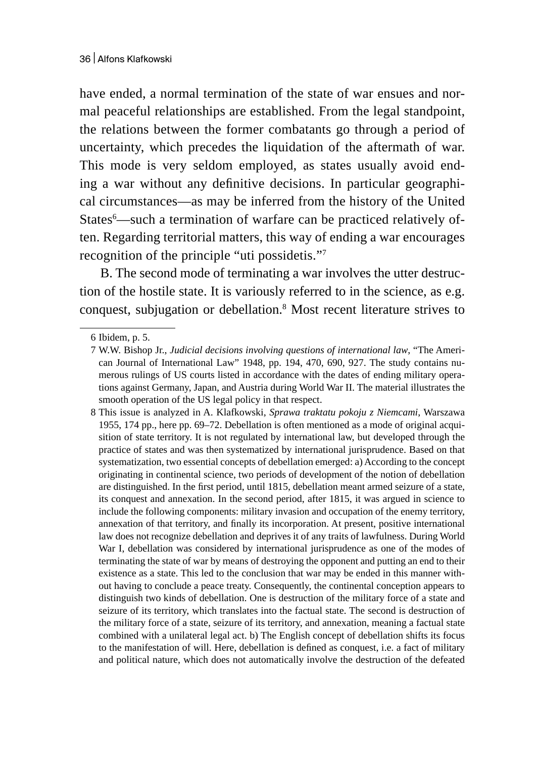have ended, a normal termination of the state of war ensues and normal peaceful relationships are established. From the legal standpoint, the relations between the former combatants go through a period of uncertainty, which precedes the liquidation of the aftermath of war. This mode is very seldom employed, as states usually avoid ending a war without any definitive decisions. In particular geographical circumstances—as may be inferred from the history of the United States[6]—such a termination of warfare can be practiced relatively often. Regarding territorial matters, this way of ending a war encourages recognition of the principle "uti possidetis."[7]

B. The second mode of terminating a war involves the utter destruction of the hostile state. It is variously referred to in the science, as e.g. conquest, subjugation or debellation.[8] Most recent literature strives to

---

6 Ibidem, p. 5.

7 W.W. Bishop Jr., *Judicial decisions involving questions of international law*, "The American Journal of International Law" 1948, pp. 194, 470, 690, 927. The study contains numerous rulings of US courts listed in accordance with the dates of ending military operations against Germany, Japan, and Austria during World War II. The material illustrates the smooth operation of the US legal policy in that respect.

8 This issue is analyzed in A. Klafkowski, *Sprawa traktatu pokoju z Niemcami*, Warszawa 1955, 174 pp., here pp. 69–72. Debellation is often mentioned as a mode of original acquisition of state territory. It is not regulated by international law, but developed through the practice of states and was then systematized by international jurisprudence. Based on that systematization, two essential concepts of debellation emerged: a) According to the concept originating in continental science, two periods of development of the notion of debellation are distinguished. In the first period, until 1815, debellation meant armed seizure of a state, its conquest and annexation. In the second period, after 1815, it was argued in science to include the following components: military invasion and occupation of the enemy territory, annexation of that territory, and finally its incorporation. At present, positive international law does not recognize debellation and deprives it of any traits of lawfulness. During World War I, debellation was considered by international jurisprudence as one of the modes of terminating the state of war by means of destroying the opponent and putting an end to their existence as a state. This led to the conclusion that war may be ended in this manner without having to conclude a peace treaty. Consequently, the continental conception appears to distinguish two kinds of debellation. One is destruction of the military force of a state and seizure of its territory, which translates into the factual state. The second is destruction of the military force of a state, seizure of its territory, and annexation, meaning a factual state combined with a unilateral legal act. b) The English concept of debellation shifts its focus to the manifestation of will. Here, debellation is defined as conquest, i.e. a fact of military and political nature, which does not automatically involve the destruction of the defeated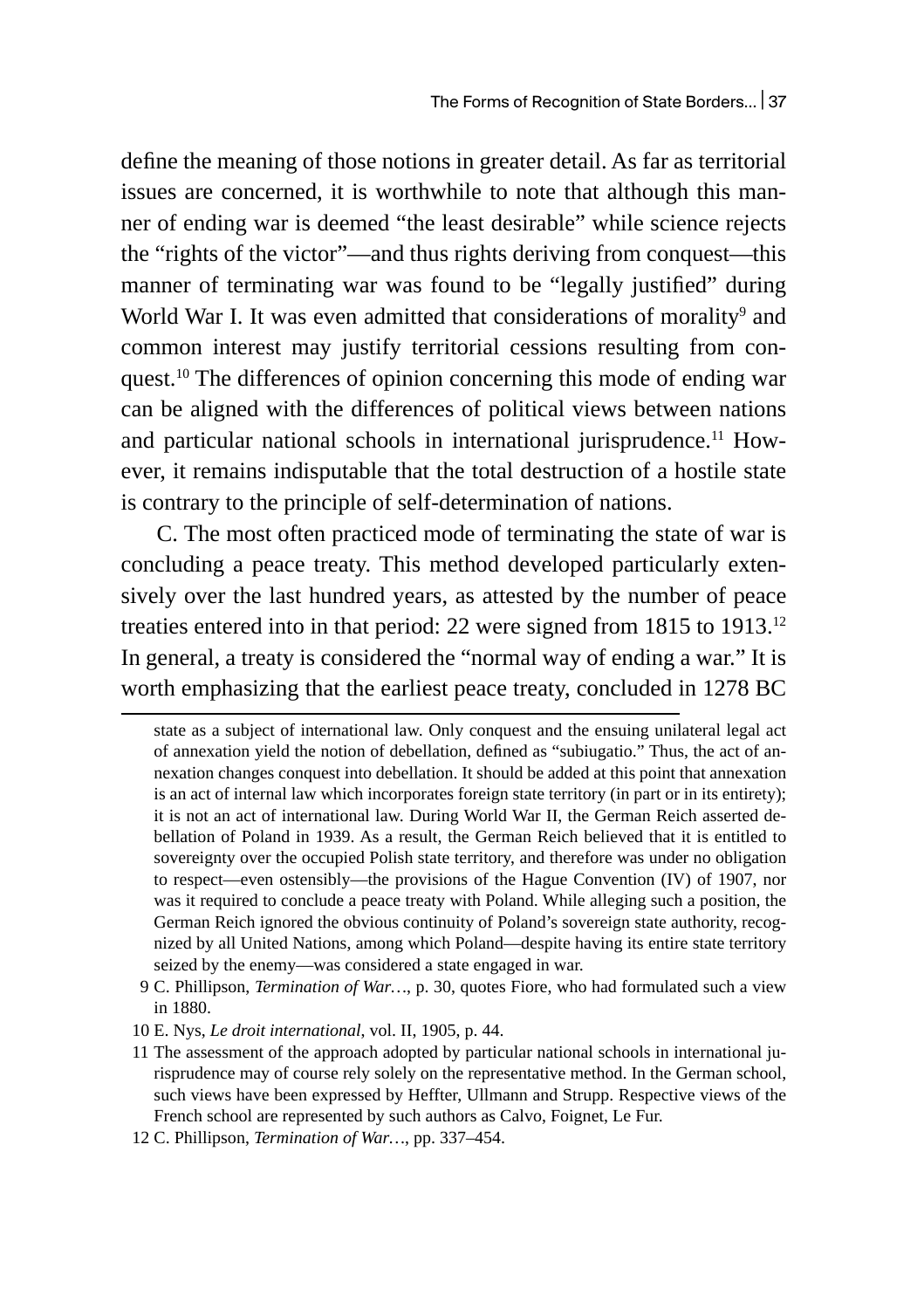define the meaning of those notions in greater detail. As far as territorial issues are concerned, it is worthwhile to note that although this manner of ending war is deemed "the least desirable" while science rejects the "rights of the victor"—and thus rights deriving from conquest—this manner of terminating war was found to be "legally justified" during World War I. It was even admitted that considerations of morality[9] and common interest may justify territorial cessions resulting from conquest.[10] The differences of opinion concerning this mode of ending war can be aligned with the differences of political views between nations and particular national schools in international jurisprudence.[11] However, it remains indisputable that the total destruction of a hostile state is contrary to the principle of self-determination of nations.

C. The most often practiced mode of terminating the state of war is concluding a peace treaty. This method developed particularly extensively over the last hundred years, as attested by the number of peace treaties entered into in that period: 22 were signed from 1815 to 1913.[12] In general, a treaty is considered the "normal way of ending a war." It is worth emphasizing that the earliest peace treaty, concluded in 1278 BC

---

state as a subject of international law. Only conquest and the ensuing unilateral legal act of annexation yield the notion of debellation, defined as "subiugatio." Thus, the act of annexation changes conquest into debellation. It should be added at this point that annexation is an act of internal law which incorporates foreign state territory (in part or in its entirety); it is not an act of international law. During World War II, the German Reich asserted debellation of Poland in 1939. As a result, the German Reich believed that it is entitled to sovereignty over the occupied Polish state territory, and therefore was under no obligation to respect—even ostensibly—the provisions of the Hague Convention (IV) of 1907, nor was it required to conclude a peace treaty with Poland. While alleging such a position, the German Reich ignored the obvious continuity of Poland's sovereign state authority, recognized by all United Nations, among which Poland—despite having its entire state territory seized by the enemy—was considered a state engaged in war.

9 C. Phillipson, *Termination of War…*, p. 30, quotes Fiore, who had formulated such a view in 1880.

10 E. Nys, *Le droit international*, vol. II, 1905, p. 44.

11 The assessment of the approach adopted by particular national schools in international jurisprudence may of course rely solely on the representative method. In the German school, such views have been expressed by Heffter, Ullmann and Strupp. Respective views of the French school are represented by such authors as Calvo, Foignet, Le Fur.

12 C. Phillipson, *Termination of War…*, pp. 337–454.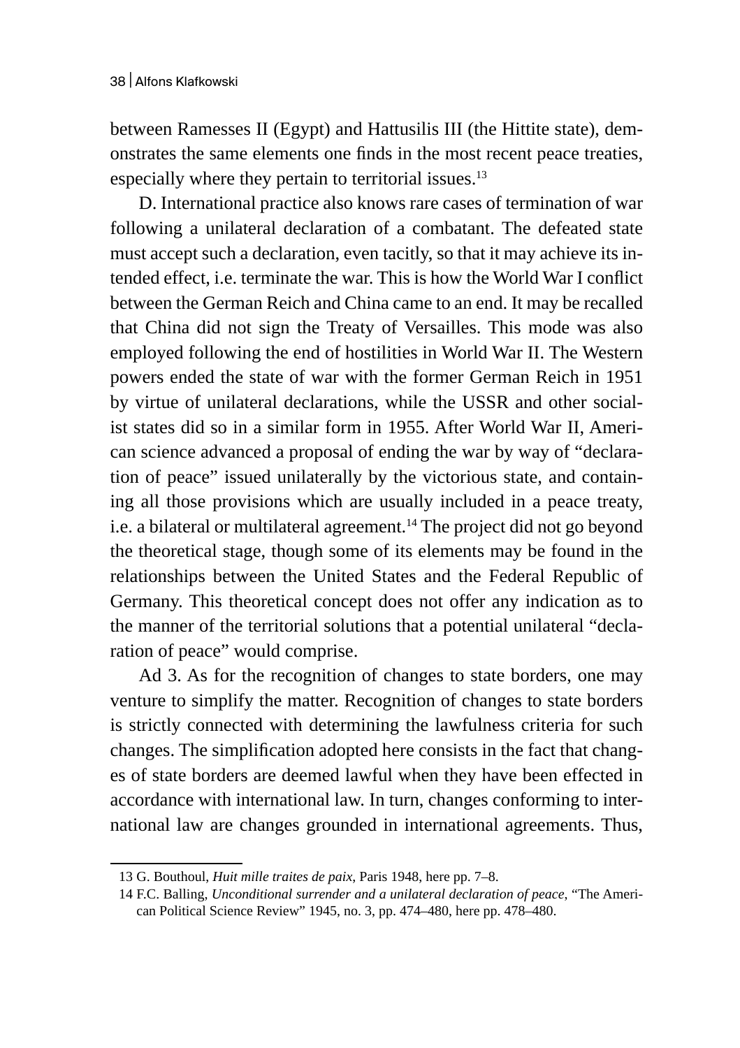between Ramesses II (Egypt) and Hattusilis III (the Hittite state), demonstrates the same elements one finds in the most recent peace treaties, especially where they pertain to territorial issues.[13]

D. International practice also knows rare cases of termination of war following a unilateral declaration of a combatant. The defeated state must accept such a declaration, even tacitly, so that it may achieve its intended effect, i.e. terminate the war. This is how the World War I conflict between the German Reich and China came to an end. It may be recalled that China did not sign the Treaty of Versailles. This mode was also employed following the end of hostilities in World War II. The Western powers ended the state of war with the former German Reich in 1951 by virtue of unilateral declarations, while the USSR and other socialist states did so in a similar form in 1955. After World War II, American science advanced a proposal of ending the war by way of "declaration of peace" issued unilaterally by the victorious state, and containing all those provisions which are usually included in a peace treaty, i.e. a bilateral or multilateral agreement.[14] The project did not go beyond the theoretical stage, though some of its elements may be found in the relationships between the United States and the Federal Republic of Germany. This theoretical concept does not offer any indication as to the manner of the territorial solutions that a potential unilateral "declaration of peace" would comprise.

Ad 3. As for the recognition of changes to state borders, one may venture to simplify the matter. Recognition of changes to state borders is strictly connected with determining the lawfulness criteria for such changes. The simplification adopted here consists in the fact that changes of state borders are deemed lawful when they have been effected in accordance with international law. In turn, changes conforming to international law are changes grounded in international agreements. Thus,

---

13 G. Bouthoul, *Huit mille traites de paix*, Paris 1948, here pp. 7–8.

14 F.C. Balling, *Unconditional surrender and a unilateral declaration of peace*, "The American Political Science Review" 1945, no. 3, pp. 474–480, here pp. 478–480.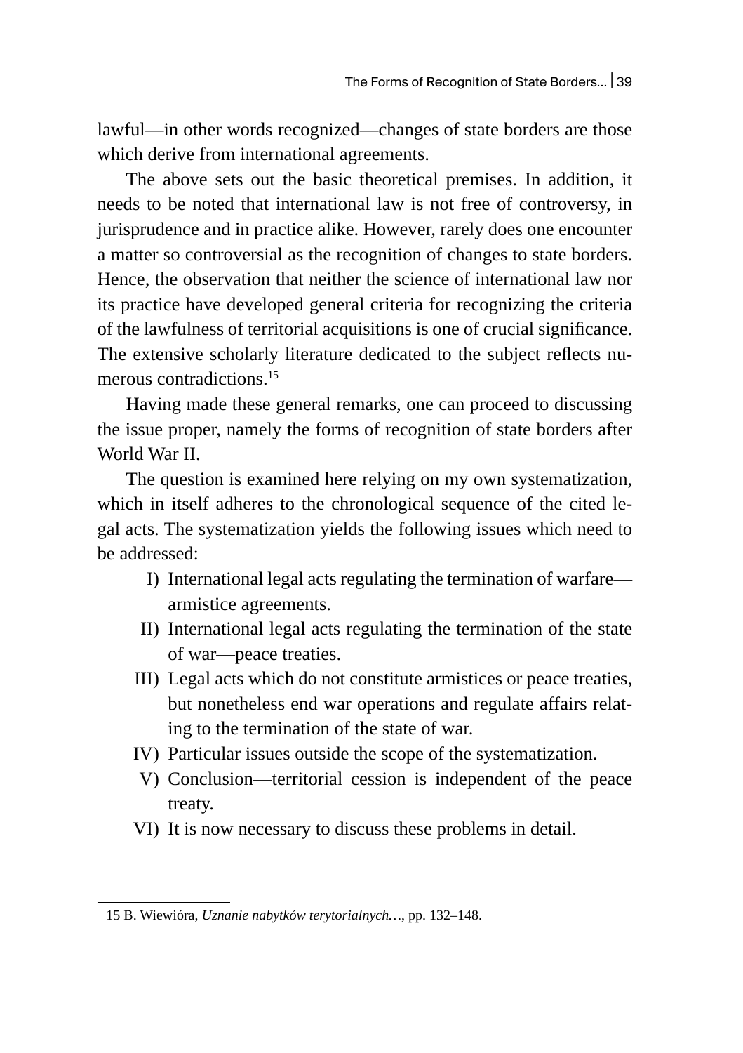lawful—in other words recognized—changes of state borders are those which derive from international agreements.

The above sets out the basic theoretical premises. In addition, it needs to be noted that international law is not free of controversy, in jurisprudence and in practice alike. However, rarely does one encounter a matter so controversial as the recognition of changes to state borders. Hence, the observation that neither the science of international law nor its practice have developed general criteria for recognizing the criteria of the lawfulness of territorial acquisitions is one of crucial significance. The extensive scholarly literature dedicated to the subject reflects numerous contradictions.[15]

Having made these general remarks, one can proceed to discussing the issue proper, namely the forms of recognition of state borders after World War II.

The question is examined here relying on my own systematization, which in itself adheres to the chronological sequence of the cited legal acts. The systematization yields the following issues which need to be addressed:

I) International legal acts regulating the termination of warfare—armistice agreements.
II) International legal acts regulating the termination of the state of war—peace treaties.
III) Legal acts which do not constitute armistices or peace treaties, but nonetheless end war operations and regulate affairs relating to the termination of the state of war.
IV) Particular issues outside the scope of the systematization.
V) Conclusion—territorial cession is independent of the peace treaty.
VI) It is now necessary to discuss these problems in detail.

---

15 B. Wiewióra, *Uznanie nabytków terytorialnych…*, pp. 132–148.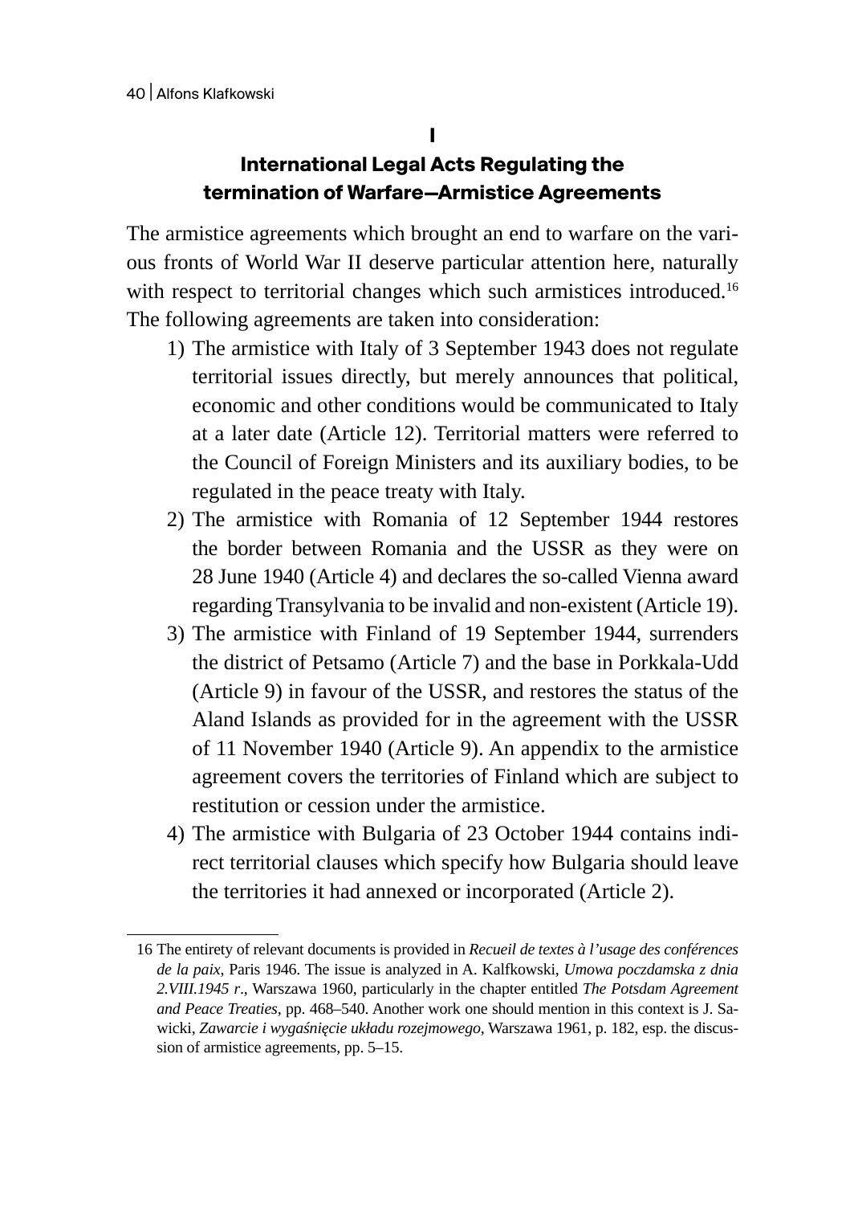## I

## International Legal Acts Regulating the termination of Warfare—Armistice Agreements

The armistice agreements which brought an end to warfare on the various fronts of World War II deserve particular attention here, naturally with respect to territorial changes which such armistices introduced.[16] The following agreements are taken into consideration:

1) The armistice with Italy of 3 September 1943 does not regulate territorial issues directly, but merely announces that political, economic and other conditions would be communicated to Italy at a later date (Article 12). Territorial matters were referred to the Council of Foreign Ministers and its auxiliary bodies, to be regulated in the peace treaty with Italy.
2) The armistice with Romania of 12 September 1944 restores the border between Romania and the USSR as they were on 28 June 1940 (Article 4) and declares the so-called Vienna award regarding Transylvania to be invalid and non-existent (Article 19).
3) The armistice with Finland of 19 September 1944, surrenders the district of Petsamo (Article 7) and the base in Porkkala-Udd (Article 9) in favour of the USSR, and restores the status of the Aland Islands as provided for in the agreement with the USSR of 11 November 1940 (Article 9). An appendix to the armistice agreement covers the territories of Finland which are subject to restitution or cession under the armistice.
4) The armistice with Bulgaria of 23 October 1944 contains indirect territorial clauses which specify how Bulgaria should leave the territories it had annexed or incorporated (Article 2).

---

16 The entirety of relevant documents is provided in *Recueil de textes à l'usage des conférences de la paix*, Paris 1946. The issue is analyzed in A. Kalfkowski, *Umowa poczdamska z dnia 2.VIII.1945 r*., Warszawa 1960, particularly in the chapter entitled *The Potsdam Agreement and Peace Treaties*, pp. 468–540. Another work one should mention in this context is J. Sawicki, *Zawarcie i wygaśnięcie układu rozejmowego*, Warszawa 1961, p. 182, esp. the discussion of armistice agreements, pp. 5–15.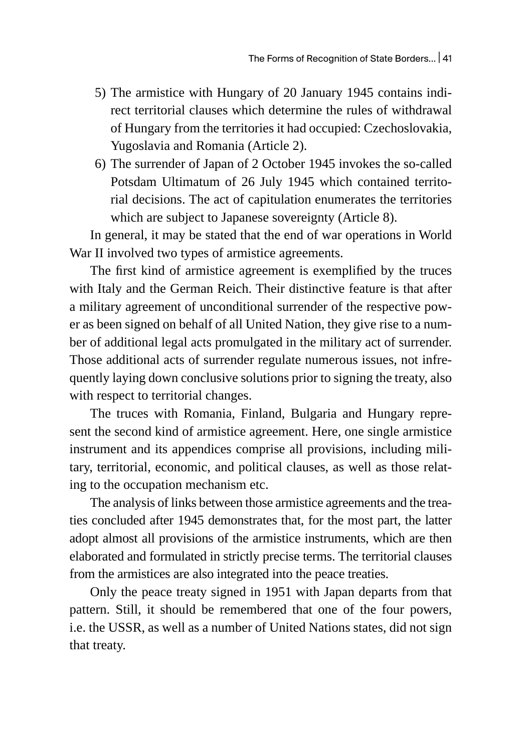5) The armistice with Hungary of 20 January 1945 contains indirect territorial clauses which determine the rules of withdrawal of Hungary from the territories it had occupied: Czechoslovakia, Yugoslavia and Romania (Article 2).
6) The surrender of Japan of 2 October 1945 invokes the so-called Potsdam Ultimatum of 26 July 1945 which contained territorial decisions. The act of capitulation enumerates the territories which are subject to Japanese sovereignty (Article 8).

In general, it may be stated that the end of war operations in World War II involved two types of armistice agreements.

The first kind of armistice agreement is exemplified by the truces with Italy and the German Reich. Their distinctive feature is that after a military agreement of unconditional surrender of the respective power as been signed on behalf of all United Nation, they give rise to a number of additional legal acts promulgated in the military act of surrender. Those additional acts of surrender regulate numerous issues, not infrequently laying down conclusive solutions prior to signing the treaty, also with respect to territorial changes.

The truces with Romania, Finland, Bulgaria and Hungary represent the second kind of armistice agreement. Here, one single armistice instrument and its appendices comprise all provisions, including military, territorial, economic, and political clauses, as well as those relating to the occupation mechanism etc.

The analysis of links between those armistice agreements and the treaties concluded after 1945 demonstrates that, for the most part, the latter adopt almost all provisions of the armistice instruments, which are then elaborated and formulated in strictly precise terms. The territorial clauses from the armistices are also integrated into the peace treaties.

Only the peace treaty signed in 1951 with Japan departs from that pattern. Still, it should be remembered that one of the four powers, i.e. the USSR, as well as a number of United Nations states, did not sign that treaty.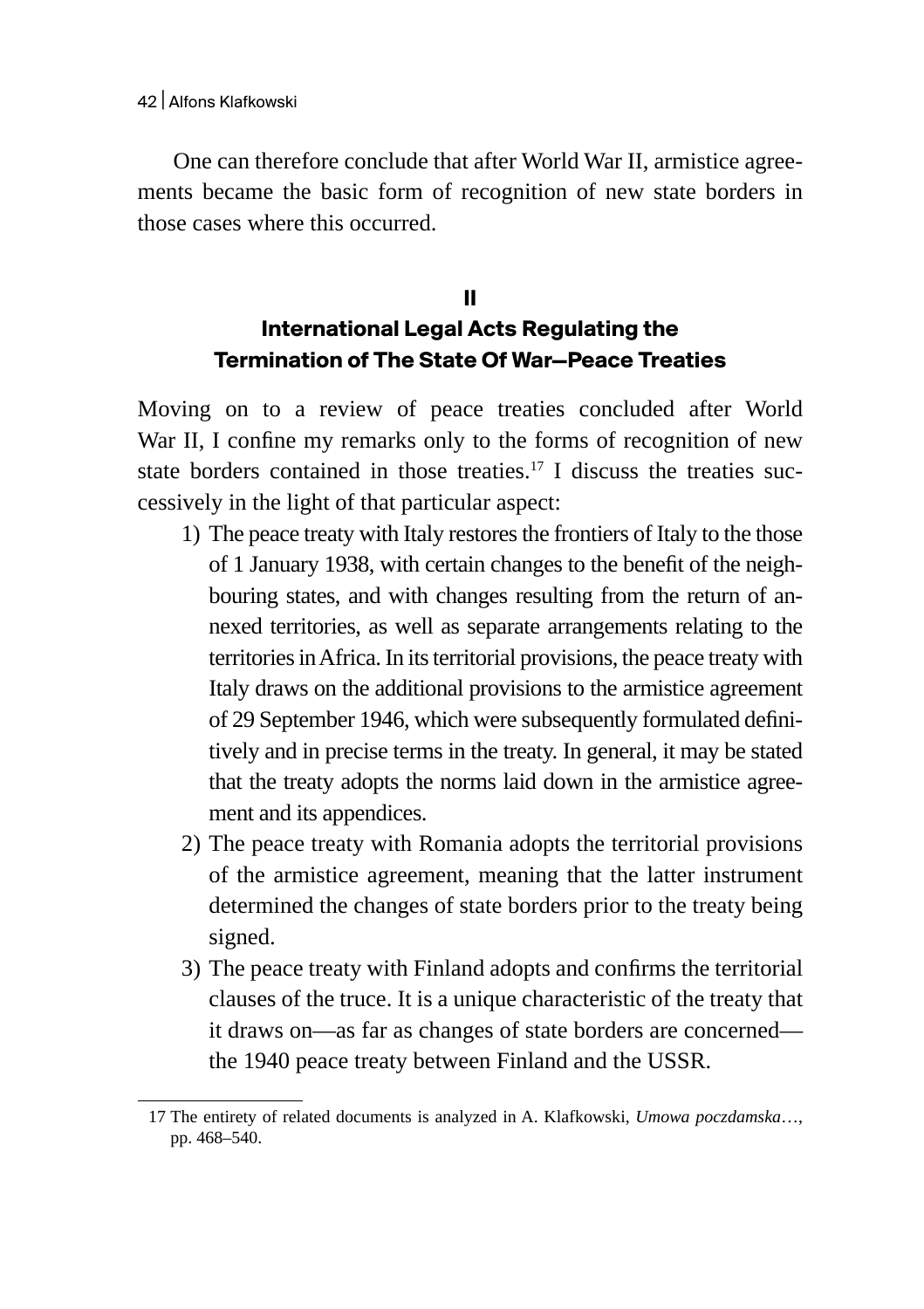One can therefore conclude that after World War II, armistice agreements became the basic form of recognition of new state borders in those cases where this occurred.

## II
## International Legal Acts Regulating the Termination of The State Of War—Peace Treaties

Moving on to a review of peace treaties concluded after World War II, I confine my remarks only to the forms of recognition of new state borders contained in those treaties.[17] I discuss the treaties successively in the light of that particular aspect:

1) The peace treaty with Italy restores the frontiers of Italy to the those of 1 January 1938, with certain changes to the benefit of the neighbouring states, and with changes resulting from the return of annexed territories, as well as separate arrangements relating to the territories in Africa. In its territorial provisions, the peace treaty with Italy draws on the additional provisions to the armistice agreement of 29 September 1946, which were subsequently formulated definitively and in precise terms in the treaty. In general, it may be stated that the treaty adopts the norms laid down in the armistice agreement and its appendices.
2) The peace treaty with Romania adopts the territorial provisions of the armistice agreement, meaning that the latter instrument determined the changes of state borders prior to the treaty being signed.
3) The peace treaty with Finland adopts and confirms the territorial clauses of the truce. It is a unique characteristic of the treaty that it draws on—as far as changes of state borders are concerned—the 1940 peace treaty between Finland and the USSR.

[17] The entirety of related documents is analyzed in A. Klafkowski, *Umowa poczdamska*…, pp. 468–540.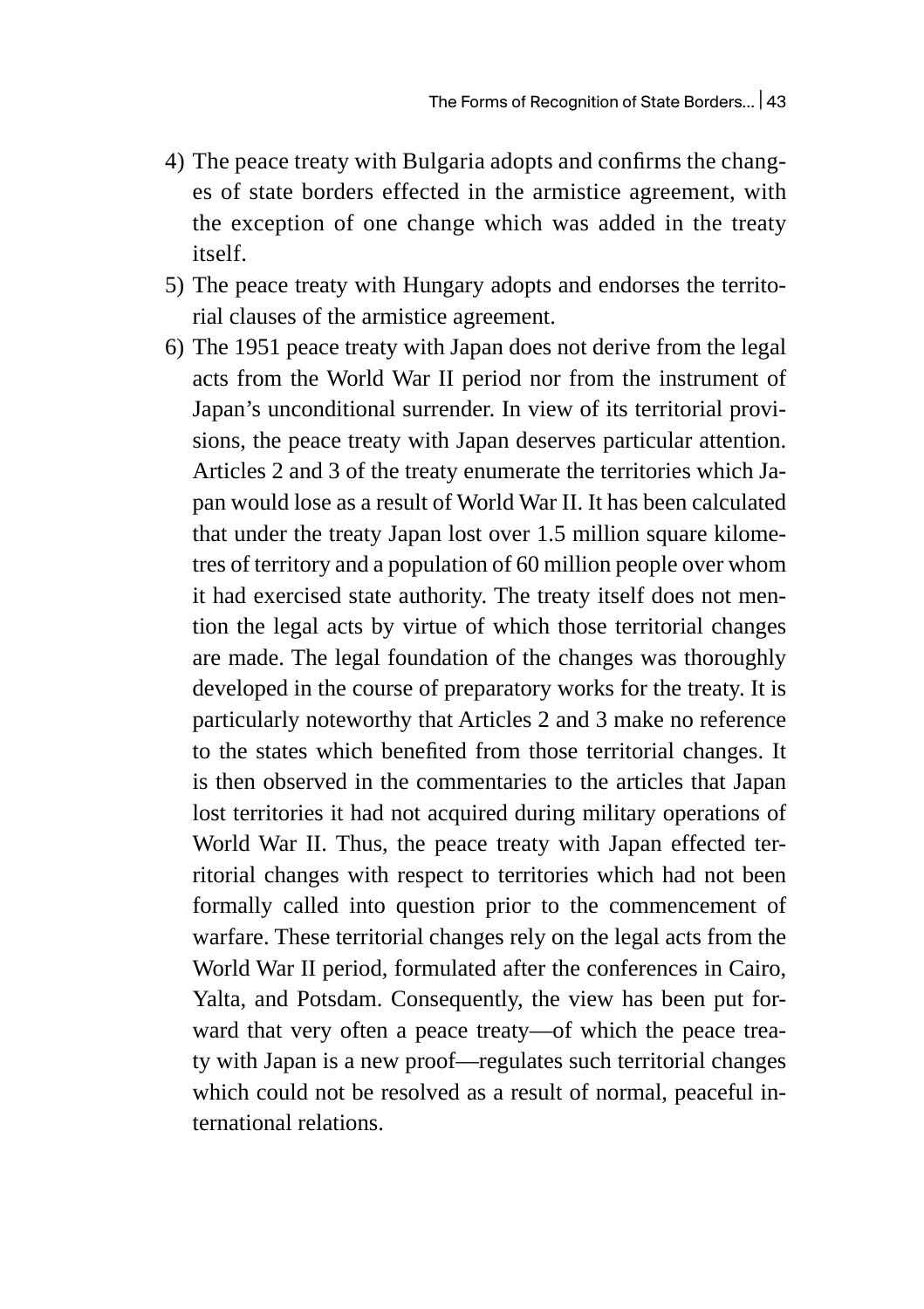4) The peace treaty with Bulgaria adopts and confirms the changes of state borders effected in the armistice agreement, with the exception of one change which was added in the treaty itself.
5) The peace treaty with Hungary adopts and endorses the territorial clauses of the armistice agreement.
6) The 1951 peace treaty with Japan does not derive from the legal acts from the World War II period nor from the instrument of Japan's unconditional surrender. In view of its territorial provisions, the peace treaty with Japan deserves particular attention. Articles 2 and 3 of the treaty enumerate the territories which Japan would lose as a result of World War II. It has been calculated that under the treaty Japan lost over 1.5 million square kilometres of territory and a population of 60 million people over whom it had exercised state authority. The treaty itself does not mention the legal acts by virtue of which those territorial changes are made. The legal foundation of the changes was thoroughly developed in the course of preparatory works for the treaty. It is particularly noteworthy that Articles 2 and 3 make no reference to the states which benefited from those territorial changes. It is then observed in the commentaries to the articles that Japan lost territories it had not acquired during military operations of World War II. Thus, the peace treaty with Japan effected territorial changes with respect to territories which had not been formally called into question prior to the commencement of warfare. These territorial changes rely on the legal acts from the World War II period, formulated after the conferences in Cairo, Yalta, and Potsdam. Consequently, the view has been put forward that very often a peace treaty—of which the peace treaty with Japan is a new proof—regulates such territorial changes which could not be resolved as a result of normal, peaceful international relations.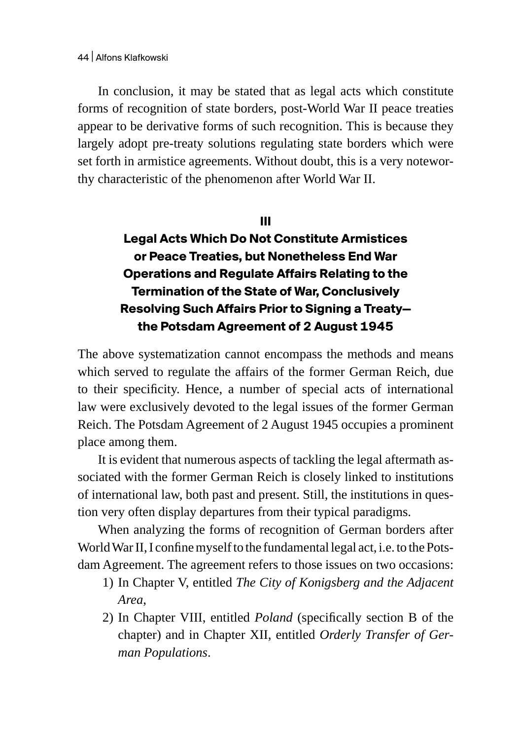In conclusion, it may be stated that as legal acts which constitute forms of recognition of state borders, post-World War II peace treaties appear to be derivative forms of such recognition. This is because they largely adopt pre-treaty solutions regulating state borders which were set forth in armistice agreements. Without doubt, this is a very noteworthy characteristic of the phenomenon after World War II.

## III
## Legal Acts Which Do Not Constitute Armistices or Peace Treaties, but Nonetheless End War Operations and Regulate Affairs Relating to the Termination of the State of War, Conclusively Resolving Such Affairs Prior to Signing a Treaty—the Potsdam Agreement of 2 August 1945

The above systematization cannot encompass the methods and means which served to regulate the affairs of the former German Reich, due to their specificity. Hence, a number of special acts of international law were exclusively devoted to the legal issues of the former German Reich. The Potsdam Agreement of 2 August 1945 occupies a prominent place among them.

It is evident that numerous aspects of tackling the legal aftermath associated with the former German Reich is closely linked to institutions of international law, both past and present. Still, the institutions in question very often display departures from their typical paradigms.

When analyzing the forms of recognition of German borders after World War II, I confine myself to the fundamental legal act, i.e. to the Potsdam Agreement. The agreement refers to those issues on two occasions:

1) In Chapter V, entitled *The City of Konigsberg and the Adjacent Area*,
2) In Chapter VIII, entitled *Poland* (specifically section B of the chapter) and in Chapter XII, entitled *Orderly Transfer of German Populations*.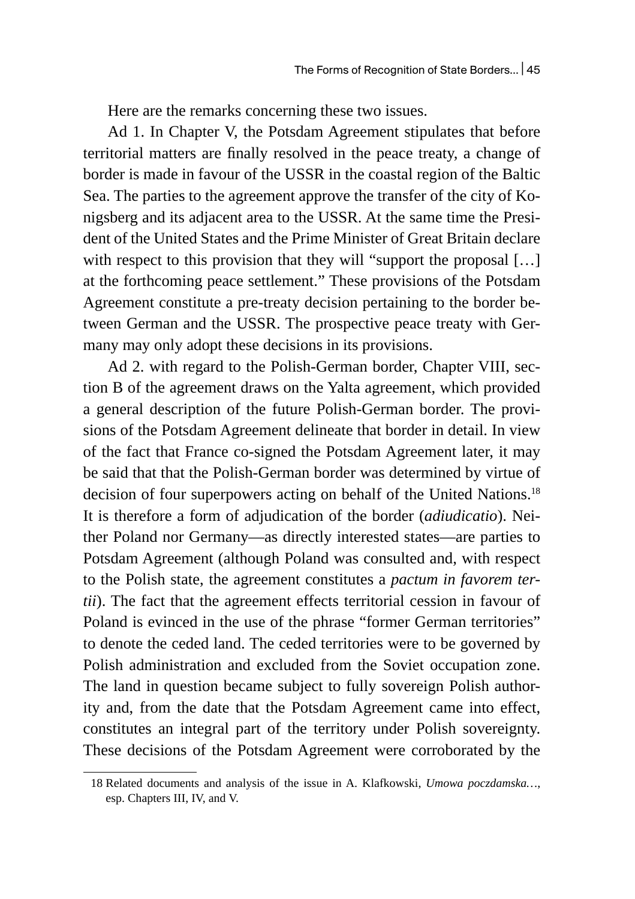Here are the remarks concerning these two issues.

Ad 1. In Chapter V, the Potsdam Agreement stipulates that before territorial matters are finally resolved in the peace treaty, a change of border is made in favour of the USSR in the coastal region of the Baltic Sea. The parties to the agreement approve the transfer of the city of Konigsberg and its adjacent area to the USSR. At the same time the President of the United States and the Prime Minister of Great Britain declare with respect to this provision that they will "support the proposal […] at the forthcoming peace settlement." These provisions of the Potsdam Agreement constitute a pre-treaty decision pertaining to the border between German and the USSR. The prospective peace treaty with Germany may only adopt these decisions in its provisions.

Ad 2. with regard to the Polish-German border, Chapter VIII, section B of the agreement draws on the Yalta agreement, which provided a general description of the future Polish-German border. The provisions of the Potsdam Agreement delineate that border in detail. In view of the fact that France co-signed the Potsdam Agreement later, it may be said that that the Polish-German border was determined by virtue of decision of four superpowers acting on behalf of the United Nations.[18] It is therefore a form of adjudication of the border (*adiudicatio*). Neither Poland nor Germany—as directly interested states—are parties to Potsdam Agreement (although Poland was consulted and, with respect to the Polish state, the agreement constitutes a *pactum in favorem tertii*). The fact that the agreement effects territorial cession in favour of Poland is evinced in the use of the phrase "former German territories" to denote the ceded land. The ceded territories were to be governed by Polish administration and excluded from the Soviet occupation zone. The land in question became subject to fully sovereign Polish authority and, from the date that the Potsdam Agreement came into effect, constitutes an integral part of the territory under Polish sovereignty. These decisions of the Potsdam Agreement were corroborated by the

18 Related documents and analysis of the issue in A. Klafkowski, *Umowa poczdamska…*, esp. Chapters III, IV, and V.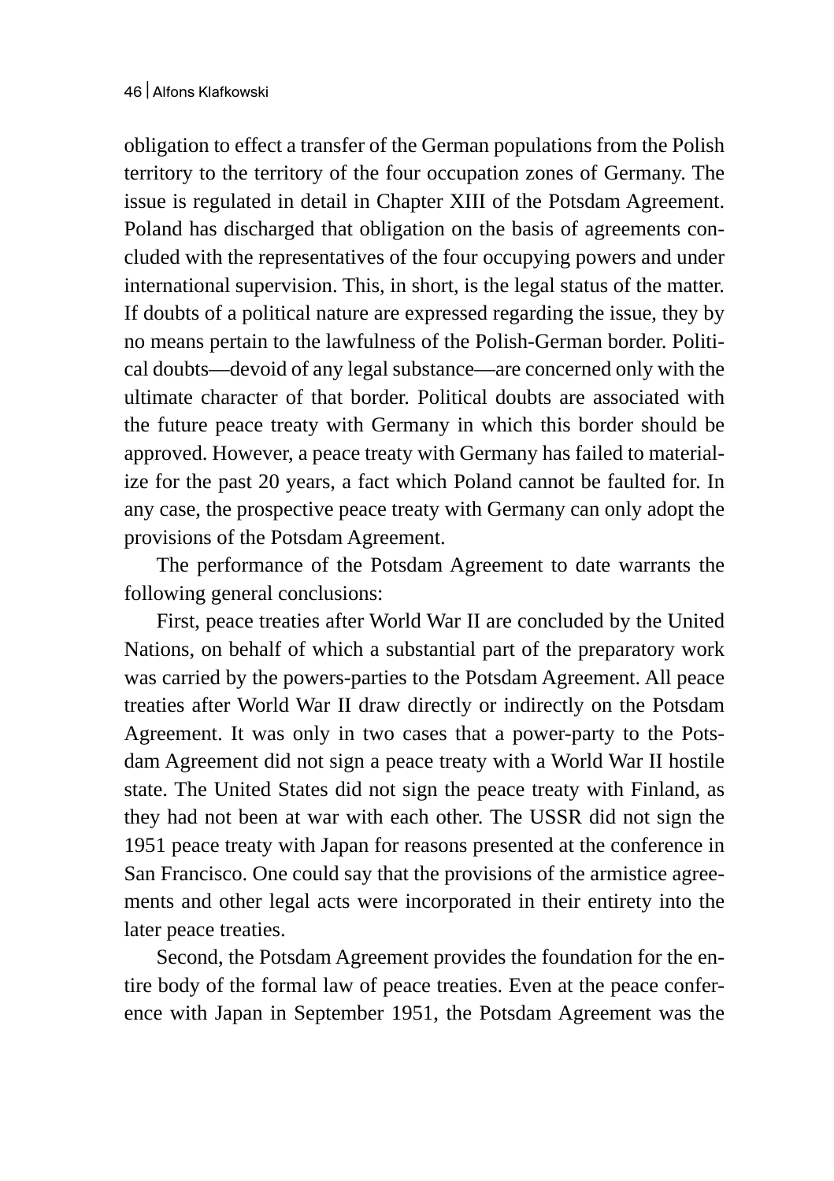obligation to effect a transfer of the German populations from the Polish territory to the territory of the four occupation zones of Germany. The issue is regulated in detail in Chapter XIII of the Potsdam Agreement. Poland has discharged that obligation on the basis of agreements concluded with the representatives of the four occupying powers and under international supervision. This, in short, is the legal status of the matter. If doubts of a political nature are expressed regarding the issue, they by no means pertain to the lawfulness of the Polish-German border. Political doubts—devoid of any legal substance—are concerned only with the ultimate character of that border. Political doubts are associated with the future peace treaty with Germany in which this border should be approved. However, a peace treaty with Germany has failed to materialize for the past 20 years, a fact which Poland cannot be faulted for. In any case, the prospective peace treaty with Germany can only adopt the provisions of the Potsdam Agreement.

The performance of the Potsdam Agreement to date warrants the following general conclusions:

First, peace treaties after World War II are concluded by the United Nations, on behalf of which a substantial part of the preparatory work was carried by the powers-parties to the Potsdam Agreement. All peace treaties after World War II draw directly or indirectly on the Potsdam Agreement. It was only in two cases that a power-party to the Potsdam Agreement did not sign a peace treaty with a World War II hostile state. The United States did not sign the peace treaty with Finland, as they had not been at war with each other. The USSR did not sign the 1951 peace treaty with Japan for reasons presented at the conference in San Francisco. One could say that the provisions of the armistice agreements and other legal acts were incorporated in their entirety into the later peace treaties.

Second, the Potsdam Agreement provides the foundation for the entire body of the formal law of peace treaties. Even at the peace conference with Japan in September 1951, the Potsdam Agreement was the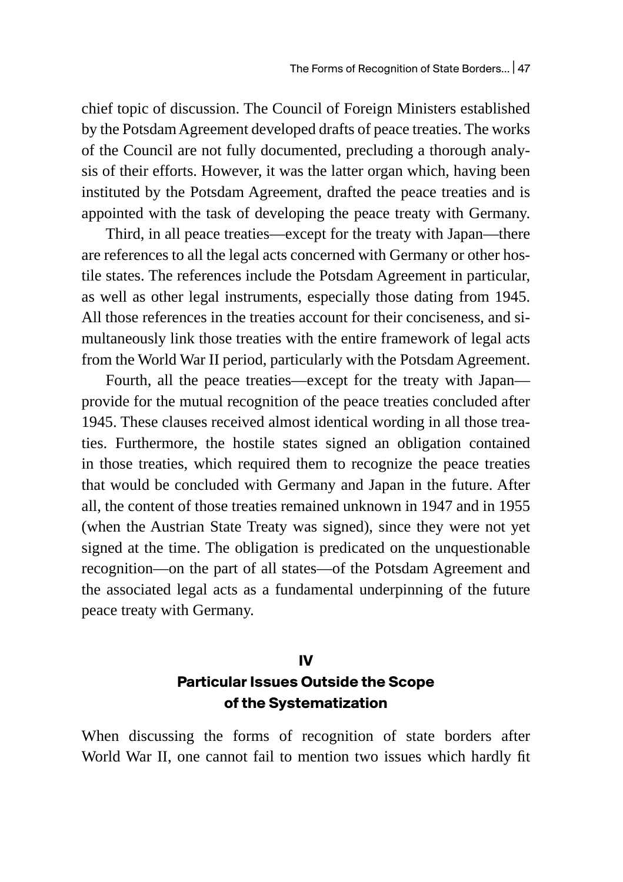chief topic of discussion. The Council of Foreign Ministers established by the Potsdam Agreement developed drafts of peace treaties. The works of the Council are not fully documented, precluding a thorough analysis of their efforts. However, it was the latter organ which, having been instituted by the Potsdam Agreement, drafted the peace treaties and is appointed with the task of developing the peace treaty with Germany.

Third, in all peace treaties—except for the treaty with Japan—there are references to all the legal acts concerned with Germany or other hostile states. The references include the Potsdam Agreement in particular, as well as other legal instruments, especially those dating from 1945. All those references in the treaties account for their conciseness, and simultaneously link those treaties with the entire framework of legal acts from the World War II period, particularly with the Potsdam Agreement.

Fourth, all the peace treaties—except for the treaty with Japan—provide for the mutual recognition of the peace treaties concluded after 1945. These clauses received almost identical wording in all those treaties. Furthermore, the hostile states signed an obligation contained in those treaties, which required them to recognize the peace treaties that would be concluded with Germany and Japan in the future. After all, the content of those treaties remained unknown in 1947 and in 1955 (when the Austrian State Treaty was signed), since they were not yet signed at the time. The obligation is predicated on the unquestionable recognition—on the part of all states—of the Potsdam Agreement and the associated legal acts as a fundamental underpinning of the future peace treaty with Germany.

## IV
## Particular Issues Outside the Scope of the Systematization

When discussing the forms of recognition of state borders after World War II, one cannot fail to mention two issues which hardly fit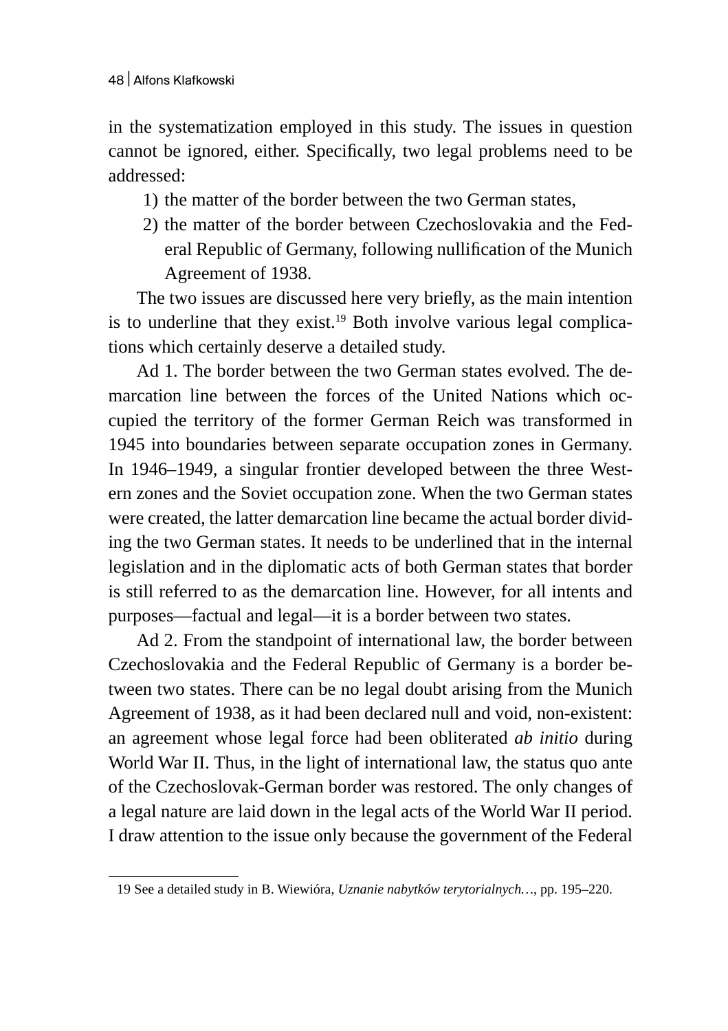in the systematization employed in this study. The issues in question cannot be ignored, either. Specifically, two legal problems need to be addressed:

1) the matter of the border between the two German states,
2) the matter of the border between Czechoslovakia and the Federal Republic of Germany, following nullification of the Munich Agreement of 1938.

The two issues are discussed here very briefly, as the main intention is to underline that they exist.[19] Both involve various legal complications which certainly deserve a detailed study.

Ad 1. The border between the two German states evolved. The demarcation line between the forces of the United Nations which occupied the territory of the former German Reich was transformed in 1945 into boundaries between separate occupation zones in Germany. In 1946–1949, a singular frontier developed between the three Western zones and the Soviet occupation zone. When the two German states were created, the latter demarcation line became the actual border dividing the two German states. It needs to be underlined that in the internal legislation and in the diplomatic acts of both German states that border is still referred to as the demarcation line. However, for all intents and purposes—factual and legal—it is a border between two states.

Ad 2. From the standpoint of international law, the border between Czechoslovakia and the Federal Republic of Germany is a border between two states. There can be no legal doubt arising from the Munich Agreement of 1938, as it had been declared null and void, non-existent: an agreement whose legal force had been obliterated *ab initio* during World War II. Thus, in the light of international law, the status quo ante of the Czechoslovak-German border was restored. The only changes of a legal nature are laid down in the legal acts of the World War II period. I draw attention to the issue only because the government of the Federal

19 See a detailed study in B. Wiewióra, *Uznanie nabytków terytorialnych…*, pp. 195–220.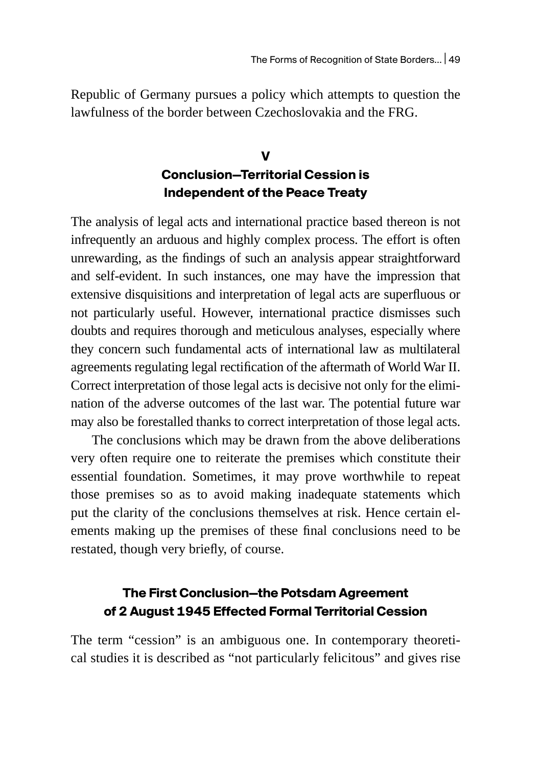Republic of Germany pursues a policy which attempts to question the lawfulness of the border between Czechoslovakia and the FRG.

## V
## Conclusion—Territorial Cession is Independent of the Peace Treaty

The analysis of legal acts and international practice based thereon is not infrequently an arduous and highly complex process. The effort is often unrewarding, as the findings of such an analysis appear straightforward and self-evident. In such instances, one may have the impression that extensive disquisitions and interpretation of legal acts are superfluous or not particularly useful. However, international practice dismisses such doubts and requires thorough and meticulous analyses, especially where they concern such fundamental acts of international law as multilateral agreements regulating legal rectification of the aftermath of World War II. Correct interpretation of those legal acts is decisive not only for the elimination of the adverse outcomes of the last war. The potential future war may also be forestalled thanks to correct interpretation of those legal acts.

The conclusions which may be drawn from the above deliberations very often require one to reiterate the premises which constitute their essential foundation. Sometimes, it may prove worthwhile to repeat those premises so as to avoid making inadequate statements which put the clarity of the conclusions themselves at risk. Hence certain elements making up the premises of these final conclusions need to be restated, though very briefly, of course.

### The First Conclusion—the Potsdam Agreement of 2 August 1945 Effected Formal Territorial Cession

The term "cession" is an ambiguous one. In contemporary theoretical studies it is described as "not particularly felicitous" and gives rise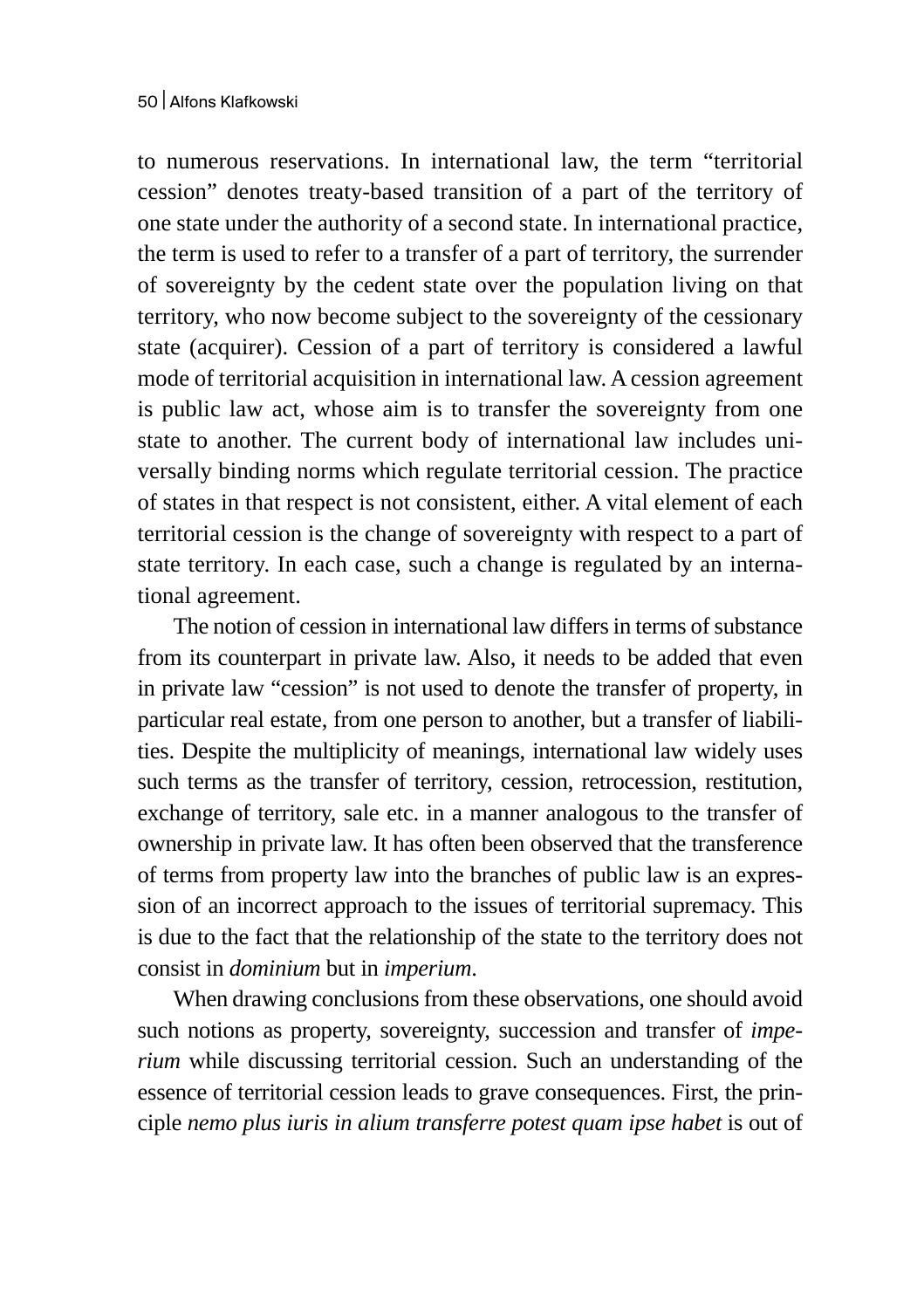to numerous reservations. In international law, the term "territorial cession" denotes treaty-based transition of a part of the territory of one state under the authority of a second state. In international practice, the term is used to refer to a transfer of a part of territory, the surrender of sovereignty by the cedent state over the population living on that territory, who now become subject to the sovereignty of the cessionary state (acquirer). Cession of a part of territory is considered a lawful mode of territorial acquisition in international law. A cession agreement is public law act, whose aim is to transfer the sovereignty from one state to another. The current body of international law includes universally binding norms which regulate territorial cession. The practice of states in that respect is not consistent, either. A vital element of each territorial cession is the change of sovereignty with respect to a part of state territory. In each case, such a change is regulated by an international agreement.

The notion of cession in international law differs in terms of substance from its counterpart in private law. Also, it needs to be added that even in private law "cession" is not used to denote the transfer of property, in particular real estate, from one person to another, but a transfer of liabilities. Despite the multiplicity of meanings, international law widely uses such terms as the transfer of territory, cession, retrocession, restitution, exchange of territory, sale etc. in a manner analogous to the transfer of ownership in private law. It has often been observed that the transference of terms from property law into the branches of public law is an expression of an incorrect approach to the issues of territorial supremacy. This is due to the fact that the relationship of the state to the territory does not consist in *dominium* but in *imperium*.

When drawing conclusions from these observations, one should avoid such notions as property, sovereignty, succession and transfer of *imperium* while discussing territorial cession. Such an understanding of the essence of territorial cession leads to grave consequences. First, the principle *nemo plus iuris in alium transferre potest quam ipse habet* is out of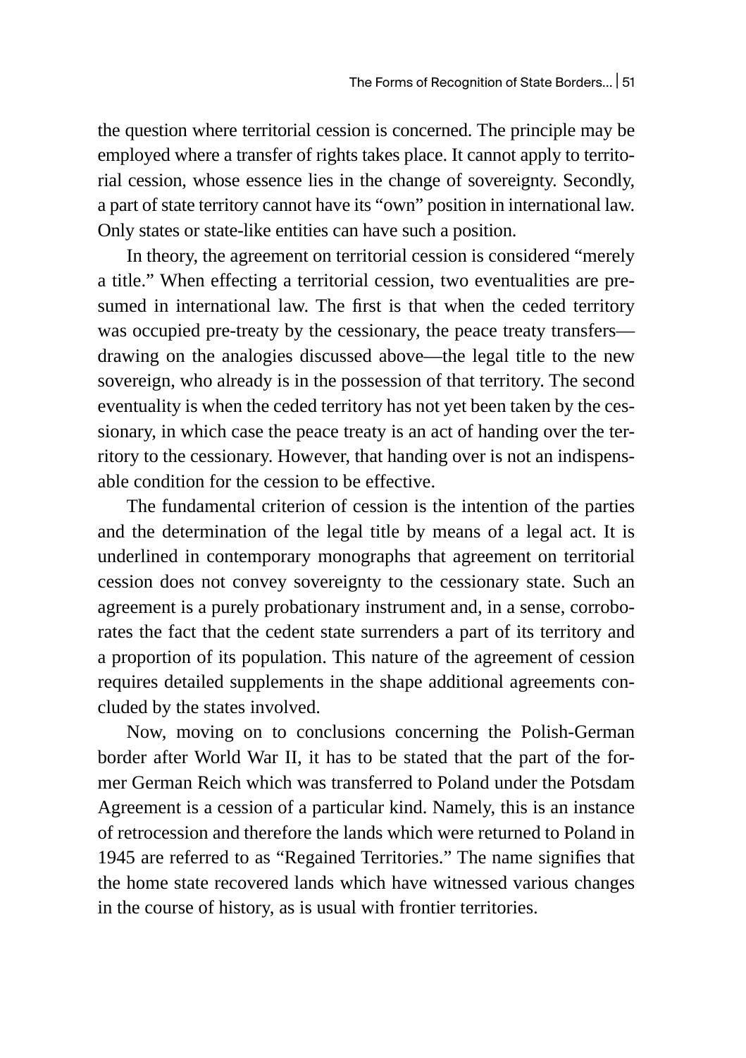the question where territorial cession is concerned. The principle may be employed where a transfer of rights takes place. It cannot apply to territorial cession, whose essence lies in the change of sovereignty. Secondly, a part of state territory cannot have its "own" position in international law. Only states or state-like entities can have such a position.

In theory, the agreement on territorial cession is considered "merely a title." When effecting a territorial cession, two eventualities are presumed in international law. The first is that when the ceded territory was occupied pre-treaty by the cessionary, the peace treaty transfers—drawing on the analogies discussed above—the legal title to the new sovereign, who already is in the possession of that territory. The second eventuality is when the ceded territory has not yet been taken by the cessionary, in which case the peace treaty is an act of handing over the territory to the cessionary. However, that handing over is not an indispensable condition for the cession to be effective.

The fundamental criterion of cession is the intention of the parties and the determination of the legal title by means of a legal act. It is underlined in contemporary monographs that agreement on territorial cession does not convey sovereignty to the cessionary state. Such an agreement is a purely probationary instrument and, in a sense, corroborates the fact that the cedent state surrenders a part of its territory and a proportion of its population. This nature of the agreement of cession requires detailed supplements in the shape additional agreements concluded by the states involved.

Now, moving on to conclusions concerning the Polish-German border after World War II, it has to be stated that the part of the former German Reich which was transferred to Poland under the Potsdam Agreement is a cession of a particular kind. Namely, this is an instance of retrocession and therefore the lands which were returned to Poland in 1945 are referred to as "Regained Territories." The name signifies that the home state recovered lands which have witnessed various changes in the course of history, as is usual with frontier territories.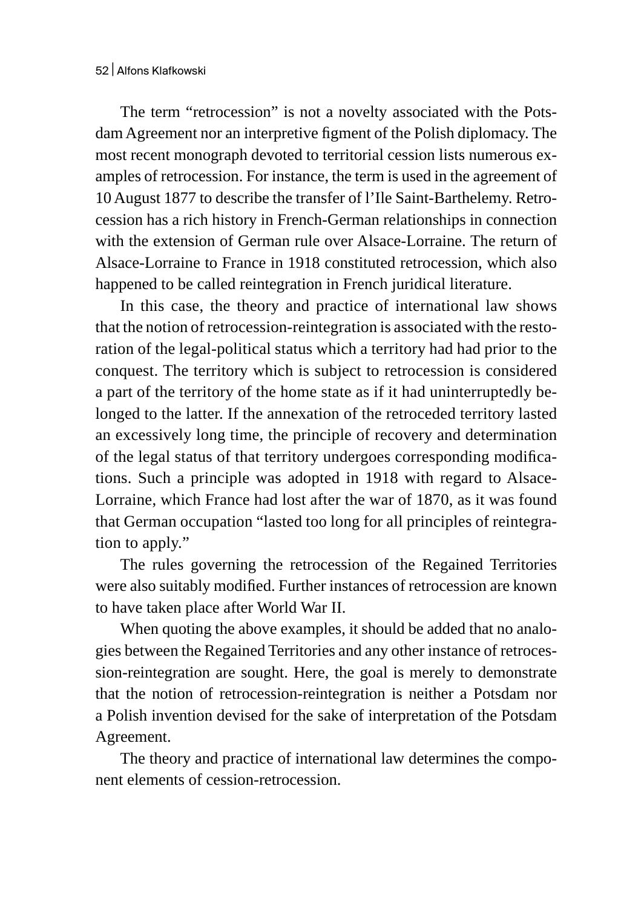The term "retrocession" is not a novelty associated with the Potsdam Agreement nor an interpretive figment of the Polish diplomacy. The most recent monograph devoted to territorial cession lists numerous examples of retrocession. For instance, the term is used in the agreement of 10 August 1877 to describe the transfer of l'Ile Saint-Barthelemy. Retrocession has a rich history in French-German relationships in connection with the extension of German rule over Alsace-Lorraine. The return of Alsace-Lorraine to France in 1918 constituted retrocession, which also happened to be called reintegration in French juridical literature.

In this case, the theory and practice of international law shows that the notion of retrocession-reintegration is associated with the restoration of the legal-political status which a territory had had prior to the conquest. The territory which is subject to retrocession is considered a part of the territory of the home state as if it had uninterruptedly belonged to the latter. If the annexation of the retroceded territory lasted an excessively long time, the principle of recovery and determination of the legal status of that territory undergoes corresponding modifications. Such a principle was adopted in 1918 with regard to Alsace-Lorraine, which France had lost after the war of 1870, as it was found that German occupation "lasted too long for all principles of reintegration to apply."

The rules governing the retrocession of the Regained Territories were also suitably modified. Further instances of retrocession are known to have taken place after World War II.

When quoting the above examples, it should be added that no analogies between the Regained Territories and any other instance of retrocession-reintegration are sought. Here, the goal is merely to demonstrate that the notion of retrocession-reintegration is neither a Potsdam nor a Polish invention devised for the sake of interpretation of the Potsdam Agreement.

The theory and practice of international law determines the component elements of cession-retrocession.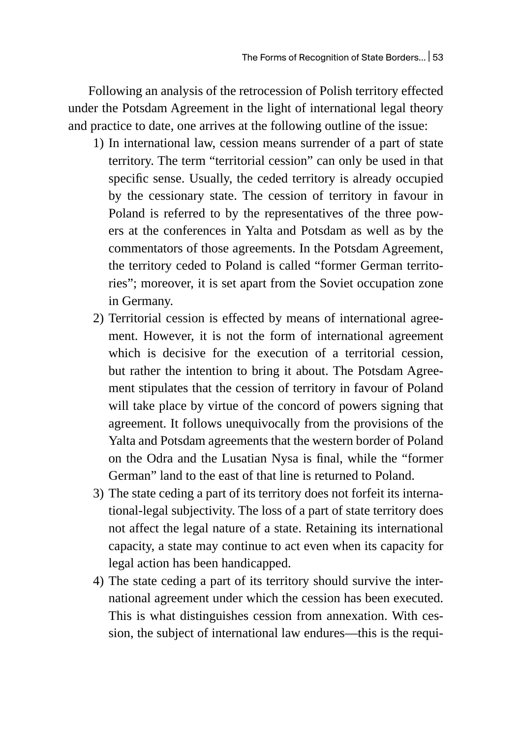Following an analysis of the retrocession of Polish territory effected under the Potsdam Agreement in the light of international legal theory and practice to date, one arrives at the following outline of the issue:

1) In international law, cession means surrender of a part of state territory. The term "territorial cession" can only be used in that specific sense. Usually, the ceded territory is already occupied by the cessionary state. The cession of territory in favour in Poland is referred to by the representatives of the three powers at the conferences in Yalta and Potsdam as well as by the commentators of those agreements. In the Potsdam Agreement, the territory ceded to Poland is called "former German territories"; moreover, it is set apart from the Soviet occupation zone in Germany.
2) Territorial cession is effected by means of international agreement. However, it is not the form of international agreement which is decisive for the execution of a territorial cession, but rather the intention to bring it about. The Potsdam Agreement stipulates that the cession of territory in favour of Poland will take place by virtue of the concord of powers signing that agreement. It follows unequivocally from the provisions of the Yalta and Potsdam agreements that the western border of Poland on the Odra and the Lusatian Nysa is final, while the "former German" land to the east of that line is returned to Poland.
3) The state ceding a part of its territory does not forfeit its international-legal subjectivity. The loss of a part of state territory does not affect the legal nature of a state. Retaining its international capacity, a state may continue to act even when its capacity for legal action has been handicapped.
4) The state ceding a part of its territory should survive the international agreement under which the cession has been executed. This is what distinguishes cession from annexation. With cession, the subject of international law endures—this is the requi-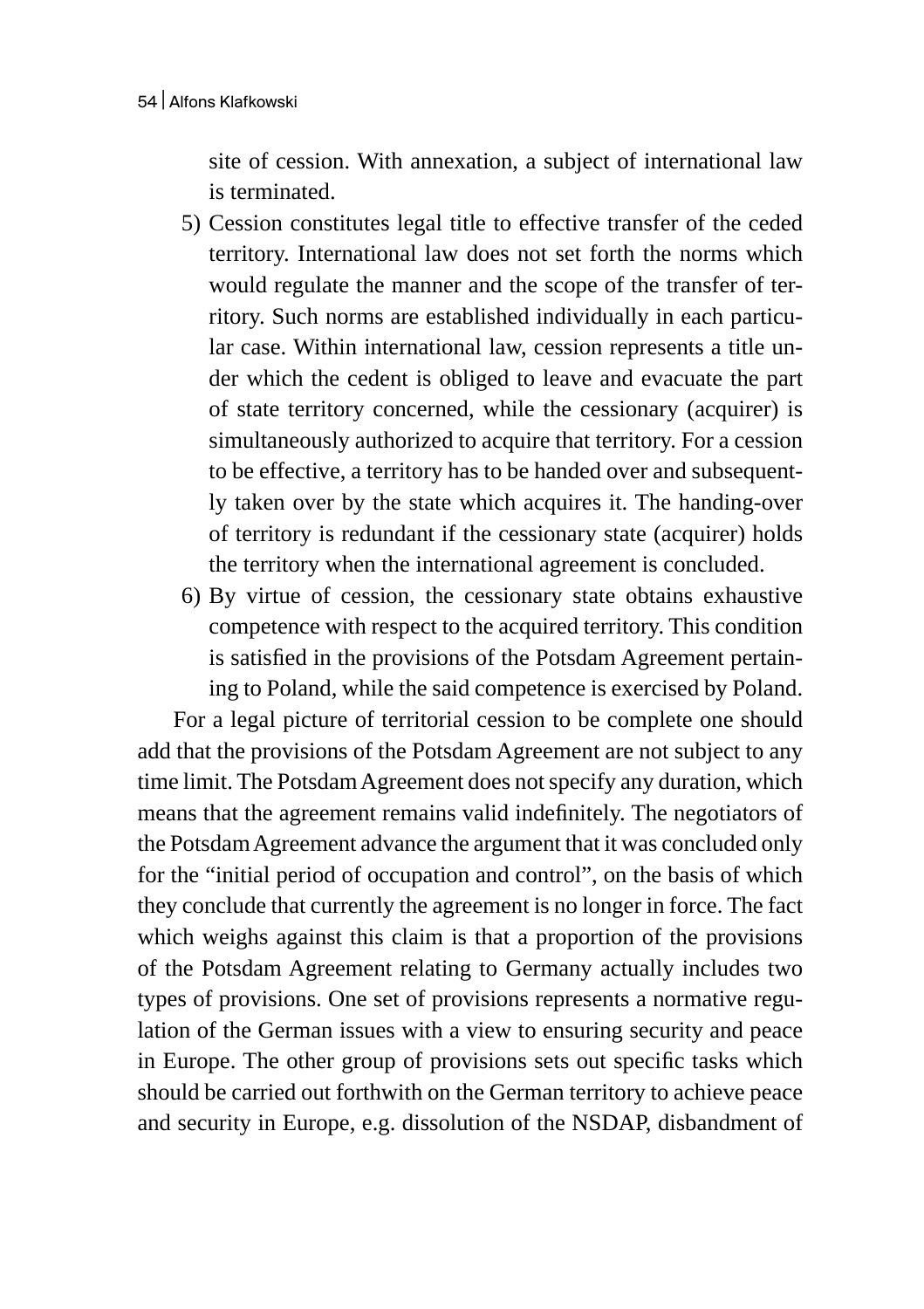site of cession. With annexation, a subject of international law is terminated.

5) Cession constitutes legal title to effective transfer of the ceded territory. International law does not set forth the norms which would regulate the manner and the scope of the transfer of territory. Such norms are established individually in each particular case. Within international law, cession represents a title under which the cedent is obliged to leave and evacuate the part of state territory concerned, while the cessionary (acquirer) is simultaneously authorized to acquire that territory. For a cession to be effective, a territory has to be handed over and subsequently taken over by the state which acquires it. The handing-over of territory is redundant if the cessionary state (acquirer) holds the territory when the international agreement is concluded.
6) By virtue of cession, the cessionary state obtains exhaustive competence with respect to the acquired territory. This condition is satisfied in the provisions of the Potsdam Agreement pertaining to Poland, while the said competence is exercised by Poland.

For a legal picture of territorial cession to be complete one should add that the provisions of the Potsdam Agreement are not subject to any time limit. The Potsdam Agreement does not specify any duration, which means that the agreement remains valid indefinitely. The negotiators of the Potsdam Agreement advance the argument that it was concluded only for the "initial period of occupation and control", on the basis of which they conclude that currently the agreement is no longer in force. The fact which weighs against this claim is that a proportion of the provisions of the Potsdam Agreement relating to Germany actually includes two types of provisions. One set of provisions represents a normative regulation of the German issues with a view to ensuring security and peace in Europe. The other group of provisions sets out specific tasks which should be carried out forthwith on the German territory to achieve peace and security in Europe, e.g. dissolution of the NSDAP, disbandment of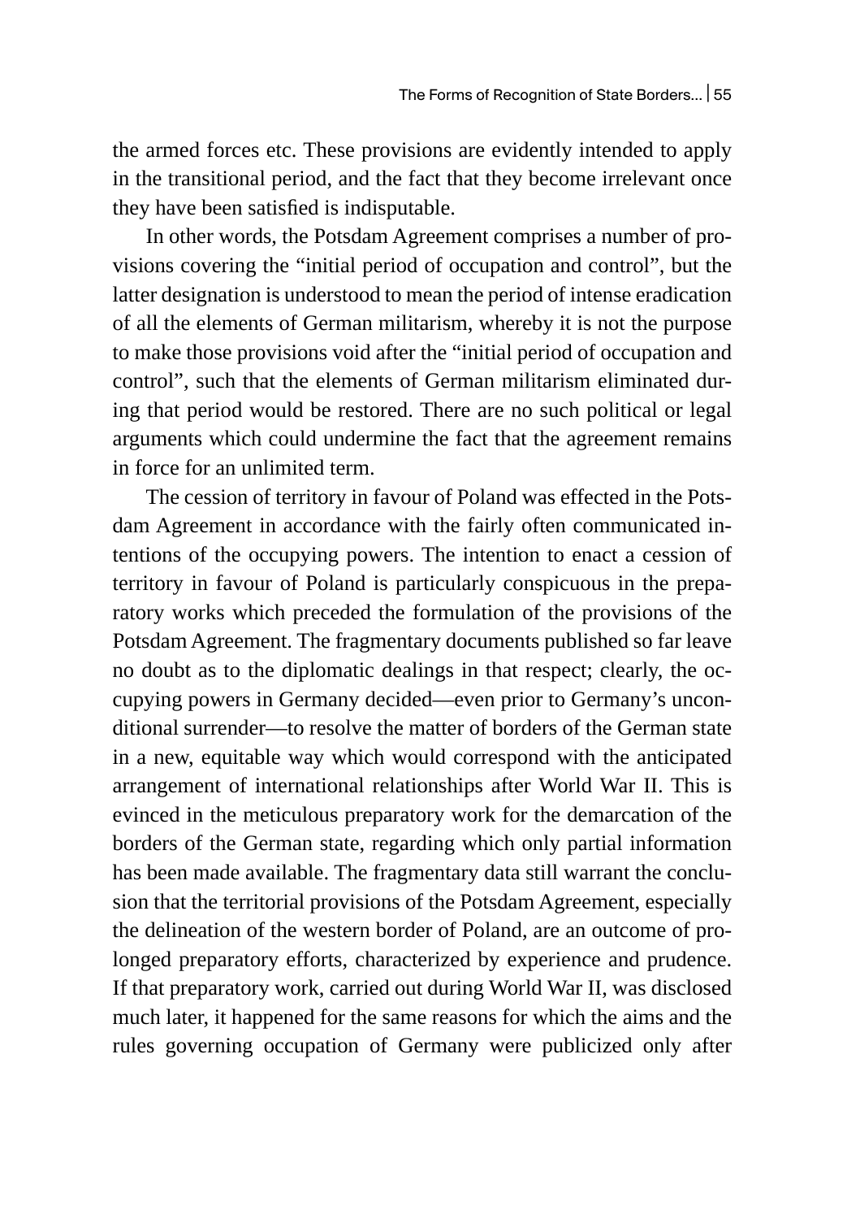the armed forces etc. These provisions are evidently intended to apply in the transitional period, and the fact that they become irrelevant once they have been satisfied is indisputable.

In other words, the Potsdam Agreement comprises a number of provisions covering the "initial period of occupation and control", but the latter designation is understood to mean the period of intense eradication of all the elements of German militarism, whereby it is not the purpose to make those provisions void after the "initial period of occupation and control", such that the elements of German militarism eliminated during that period would be restored. There are no such political or legal arguments which could undermine the fact that the agreement remains in force for an unlimited term.

The cession of territory in favour of Poland was effected in the Potsdam Agreement in accordance with the fairly often communicated intentions of the occupying powers. The intention to enact a cession of territory in favour of Poland is particularly conspicuous in the preparatory works which preceded the formulation of the provisions of the Potsdam Agreement. The fragmentary documents published so far leave no doubt as to the diplomatic dealings in that respect; clearly, the occupying powers in Germany decided—even prior to Germany's unconditional surrender—to resolve the matter of borders of the German state in a new, equitable way which would correspond with the anticipated arrangement of international relationships after World War II. This is evinced in the meticulous preparatory work for the demarcation of the borders of the German state, regarding which only partial information has been made available. The fragmentary data still warrant the conclusion that the territorial provisions of the Potsdam Agreement, especially the delineation of the western border of Poland, are an outcome of prolonged preparatory efforts, characterized by experience and prudence. If that preparatory work, carried out during World War II, was disclosed much later, it happened for the same reasons for which the aims and the rules governing occupation of Germany were publicized only after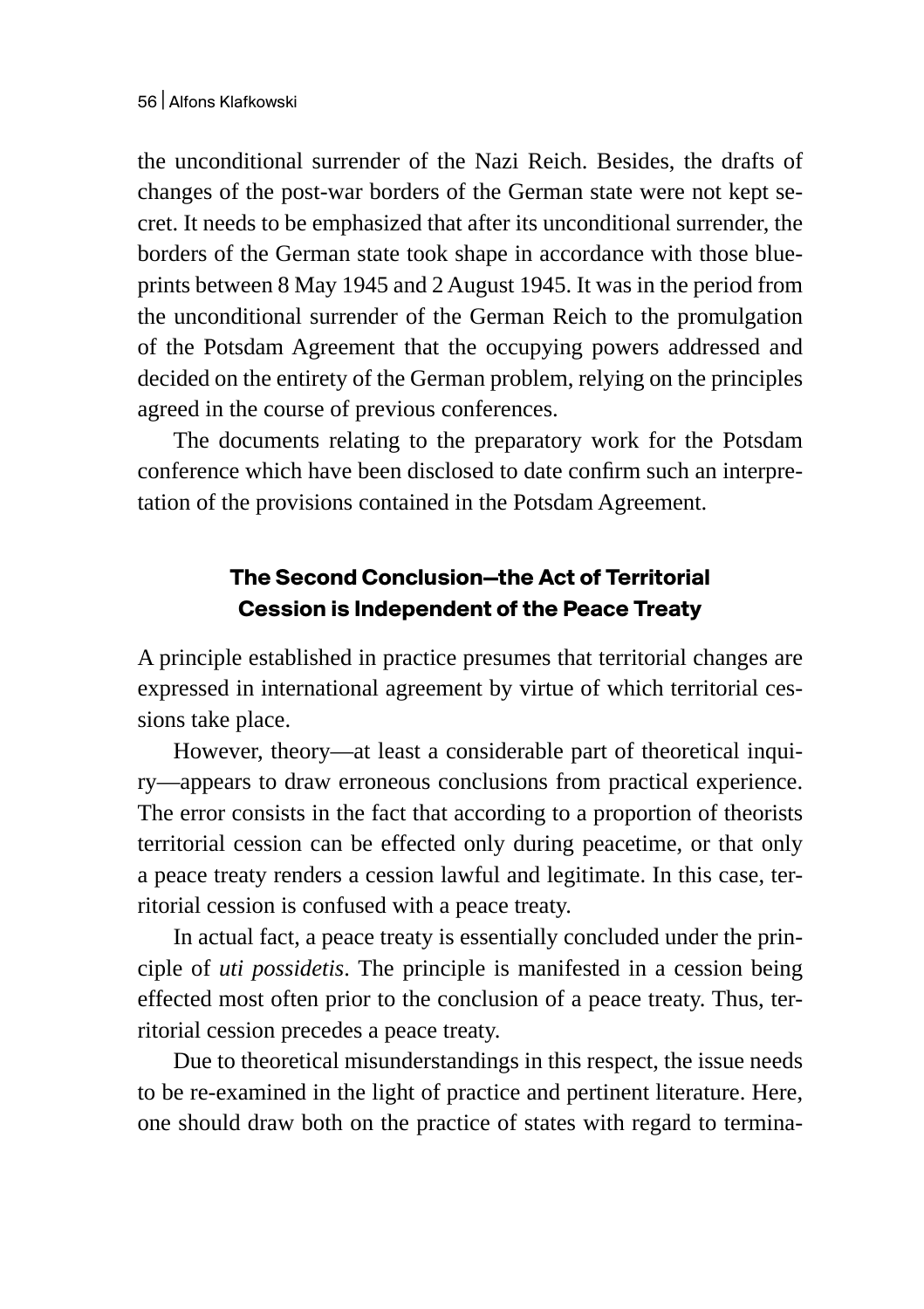the unconditional surrender of the Nazi Reich. Besides, the drafts of changes of the post-war borders of the German state were not kept secret. It needs to be emphasized that after its unconditional surrender, the borders of the German state took shape in accordance with those blueprints between 8 May 1945 and 2 August 1945. It was in the period from the unconditional surrender of the German Reich to the promulgation of the Potsdam Agreement that the occupying powers addressed and decided on the entirety of the German problem, relying on the principles agreed in the course of previous conferences.

The documents relating to the preparatory work for the Potsdam conference which have been disclosed to date confirm such an interpretation of the provisions contained in the Potsdam Agreement.

## The Second Conclusion—the Act of Territorial Cession is Independent of the Peace Treaty

A principle established in practice presumes that territorial changes are expressed in international agreement by virtue of which territorial cessions take place.

However, theory—at least a considerable part of theoretical inquiry—appears to draw erroneous conclusions from practical experience. The error consists in the fact that according to a proportion of theorists territorial cession can be effected only during peacetime, or that only a peace treaty renders a cession lawful and legitimate. In this case, territorial cession is confused with a peace treaty.

In actual fact, a peace treaty is essentially concluded under the principle of *uti possidetis*. The principle is manifested in a cession being effected most often prior to the conclusion of a peace treaty. Thus, territorial cession precedes a peace treaty.

Due to theoretical misunderstandings in this respect, the issue needs to be re-examined in the light of practice and pertinent literature. Here, one should draw both on the practice of states with regard to termina-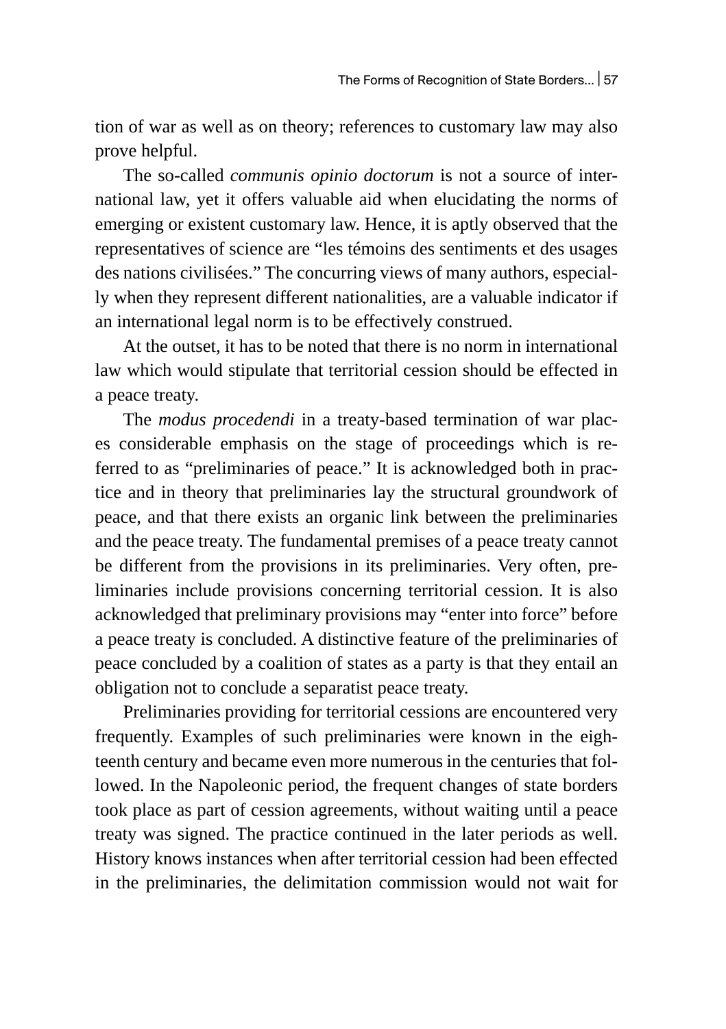tion of war as well as on theory; references to customary law may also prove helpful.

The so-called *communis opinio doctorum* is not a source of international law, yet it offers valuable aid when elucidating the norms of emerging or existent customary law. Hence, it is aptly observed that the representatives of science are "les témoins des sentiments et des usages des nations civilisées." The concurring views of many authors, especially when they represent different nationalities, are a valuable indicator if an international legal norm is to be effectively construed.

At the outset, it has to be noted that there is no norm in international law which would stipulate that territorial cession should be effected in a peace treaty.

The *modus procedendi* in a treaty-based termination of war places considerable emphasis on the stage of proceedings which is referred to as "preliminaries of peace." It is acknowledged both in practice and in theory that preliminaries lay the structural groundwork of peace, and that there exists an organic link between the preliminaries and the peace treaty. The fundamental premises of a peace treaty cannot be different from the provisions in its preliminaries. Very often, preliminaries include provisions concerning territorial cession. It is also acknowledged that preliminary provisions may "enter into force" before a peace treaty is concluded. A distinctive feature of the preliminaries of peace concluded by a coalition of states as a party is that they entail an obligation not to conclude a separatist peace treaty.

Preliminaries providing for territorial cessions are encountered very frequently. Examples of such preliminaries were known in the eighteenth century and became even more numerous in the centuries that followed. In the Napoleonic period, the frequent changes of state borders took place as part of cession agreements, without waiting until a peace treaty was signed. The practice continued in the later periods as well. History knows instances when after territorial cession had been effected in the preliminaries, the delimitation commission would not wait for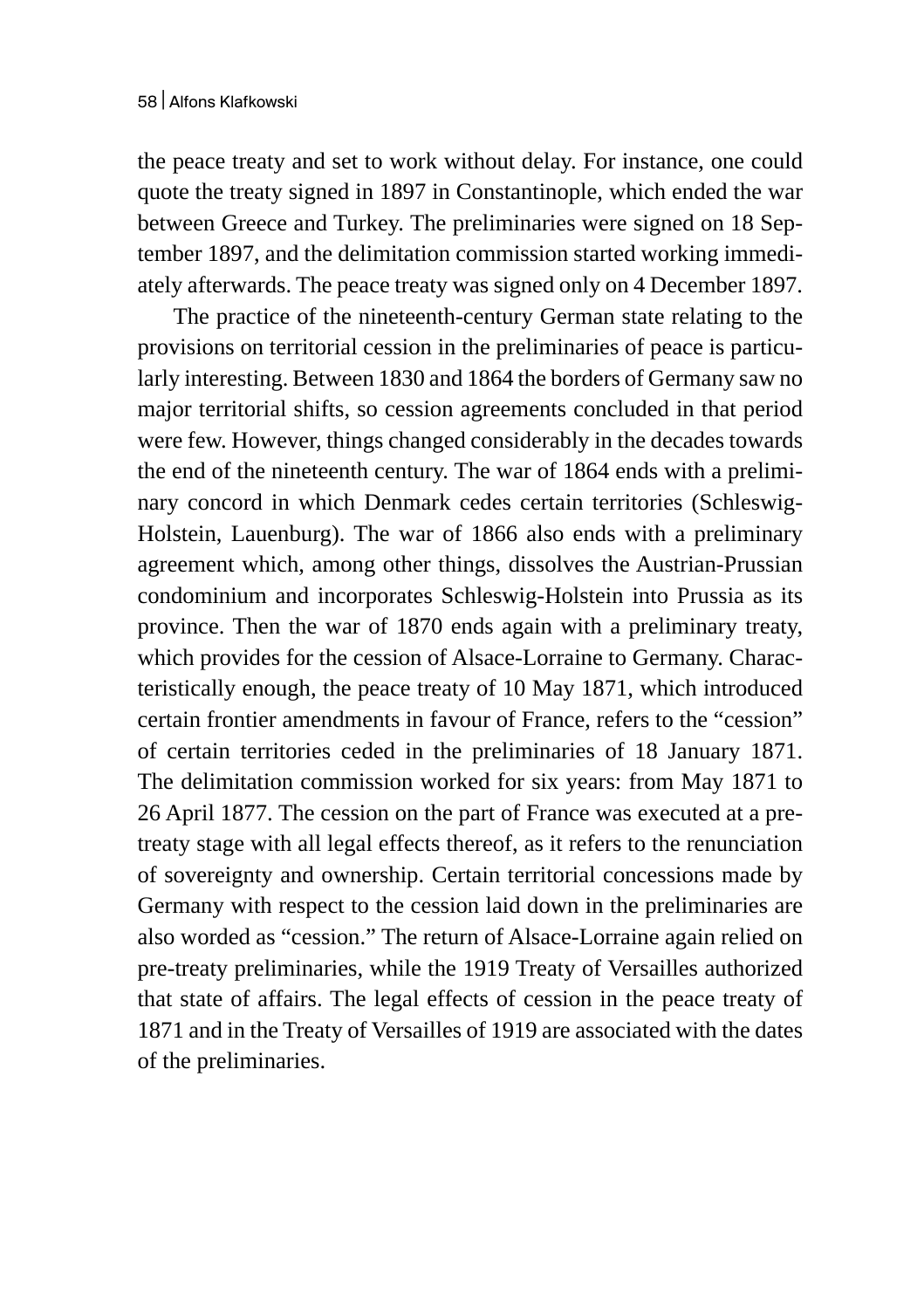the peace treaty and set to work without delay. For instance, one could quote the treaty signed in 1897 in Constantinople, which ended the war between Greece and Turkey. The preliminaries were signed on 18 September 1897, and the delimitation commission started working immediately afterwards. The peace treaty was signed only on 4 December 1897.

The practice of the nineteenth-century German state relating to the provisions on territorial cession in the preliminaries of peace is particularly interesting. Between 1830 and 1864 the borders of Germany saw no major territorial shifts, so cession agreements concluded in that period were few. However, things changed considerably in the decades towards the end of the nineteenth century. The war of 1864 ends with a preliminary concord in which Denmark cedes certain territories (Schleswig-Holstein, Lauenburg). The war of 1866 also ends with a preliminary agreement which, among other things, dissolves the Austrian-Prussian condominium and incorporates Schleswig-Holstein into Prussia as its province. Then the war of 1870 ends again with a preliminary treaty, which provides for the cession of Alsace-Lorraine to Germany. Characteristically enough, the peace treaty of 10 May 1871, which introduced certain frontier amendments in favour of France, refers to the "cession" of certain territories ceded in the preliminaries of 18 January 1871. The delimitation commission worked for six years: from May 1871 to 26 April 1877. The cession on the part of France was executed at a pre-treaty stage with all legal effects thereof, as it refers to the renunciation of sovereignty and ownership. Certain territorial concessions made by Germany with respect to the cession laid down in the preliminaries are also worded as "cession." The return of Alsace-Lorraine again relied on pre-treaty preliminaries, while the 1919 Treaty of Versailles authorized that state of affairs. The legal effects of cession in the peace treaty of 1871 and in the Treaty of Versailles of 1919 are associated with the dates of the preliminaries.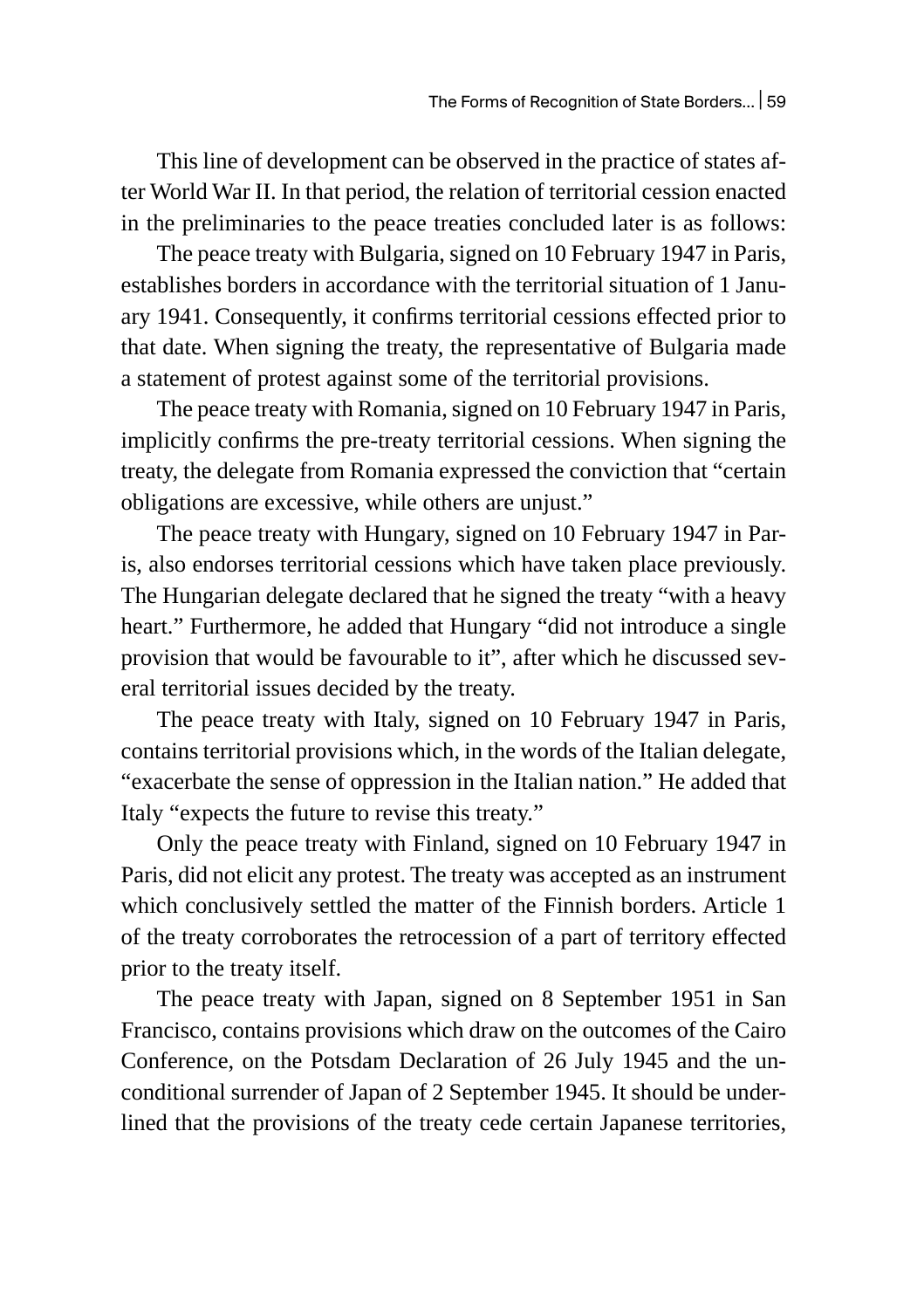This line of development can be observed in the practice of states after World War II. In that period, the relation of territorial cession enacted in the preliminaries to the peace treaties concluded later is as follows:

The peace treaty with Bulgaria, signed on 10 February 1947 in Paris, establishes borders in accordance with the territorial situation of 1 January 1941. Consequently, it confirms territorial cessions effected prior to that date. When signing the treaty, the representative of Bulgaria made a statement of protest against some of the territorial provisions.

The peace treaty with Romania, signed on 10 February 1947 in Paris, implicitly confirms the pre-treaty territorial cessions. When signing the treaty, the delegate from Romania expressed the conviction that "certain obligations are excessive, while others are unjust."

The peace treaty with Hungary, signed on 10 February 1947 in Paris, also endorses territorial cessions which have taken place previously. The Hungarian delegate declared that he signed the treaty "with a heavy heart." Furthermore, he added that Hungary "did not introduce a single provision that would be favourable to it", after which he discussed several territorial issues decided by the treaty.

The peace treaty with Italy, signed on 10 February 1947 in Paris, contains territorial provisions which, in the words of the Italian delegate, "exacerbate the sense of oppression in the Italian nation." He added that Italy "expects the future to revise this treaty."

Only the peace treaty with Finland, signed on 10 February 1947 in Paris, did not elicit any protest. The treaty was accepted as an instrument which conclusively settled the matter of the Finnish borders. Article 1 of the treaty corroborates the retrocession of a part of territory effected prior to the treaty itself.

The peace treaty with Japan, signed on 8 September 1951 in San Francisco, contains provisions which draw on the outcomes of the Cairo Conference, on the Potsdam Declaration of 26 July 1945 and the unconditional surrender of Japan of 2 September 1945. It should be underlined that the provisions of the treaty cede certain Japanese territories,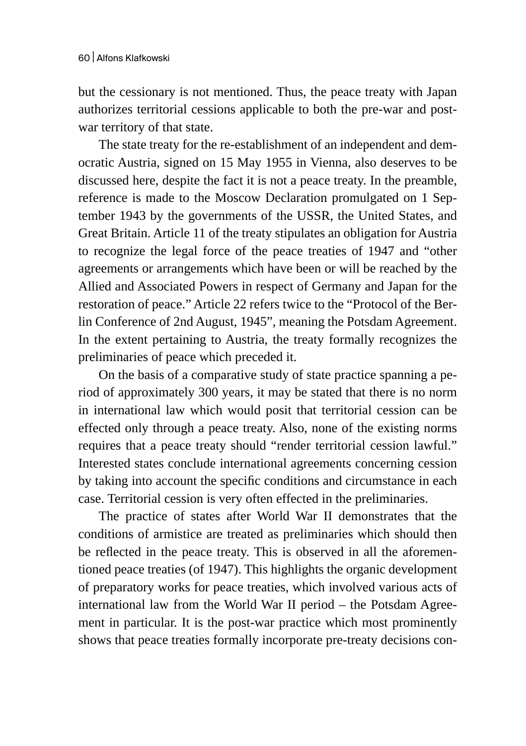but the cessionary is not mentioned. Thus, the peace treaty with Japan authorizes territorial cessions applicable to both the pre-war and post-war territory of that state.

The state treaty for the re-establishment of an independent and democratic Austria, signed on 15 May 1955 in Vienna, also deserves to be discussed here, despite the fact it is not a peace treaty. In the preamble, reference is made to the Moscow Declaration promulgated on 1 September 1943 by the governments of the USSR, the United States, and Great Britain. Article 11 of the treaty stipulates an obligation for Austria to recognize the legal force of the peace treaties of 1947 and "other agreements or arrangements which have been or will be reached by the Allied and Associated Powers in respect of Germany and Japan for the restoration of peace." Article 22 refers twice to the "Protocol of the Berlin Conference of 2nd August, 1945", meaning the Potsdam Agreement. In the extent pertaining to Austria, the treaty formally recognizes the preliminaries of peace which preceded it.

On the basis of a comparative study of state practice spanning a period of approximately 300 years, it may be stated that there is no norm in international law which would posit that territorial cession can be effected only through a peace treaty. Also, none of the existing norms requires that a peace treaty should "render territorial cession lawful." Interested states conclude international agreements concerning cession by taking into account the specific conditions and circumstance in each case. Territorial cession is very often effected in the preliminaries.

The practice of states after World War II demonstrates that the conditions of armistice are treated as preliminaries which should then be reflected in the peace treaty. This is observed in all the aforementioned peace treaties (of 1947). This highlights the organic development of preparatory works for peace treaties, which involved various acts of international law from the World War II period – the Potsdam Agreement in particular. It is the post-war practice which most prominently shows that peace treaties formally incorporate pre-treaty decisions con-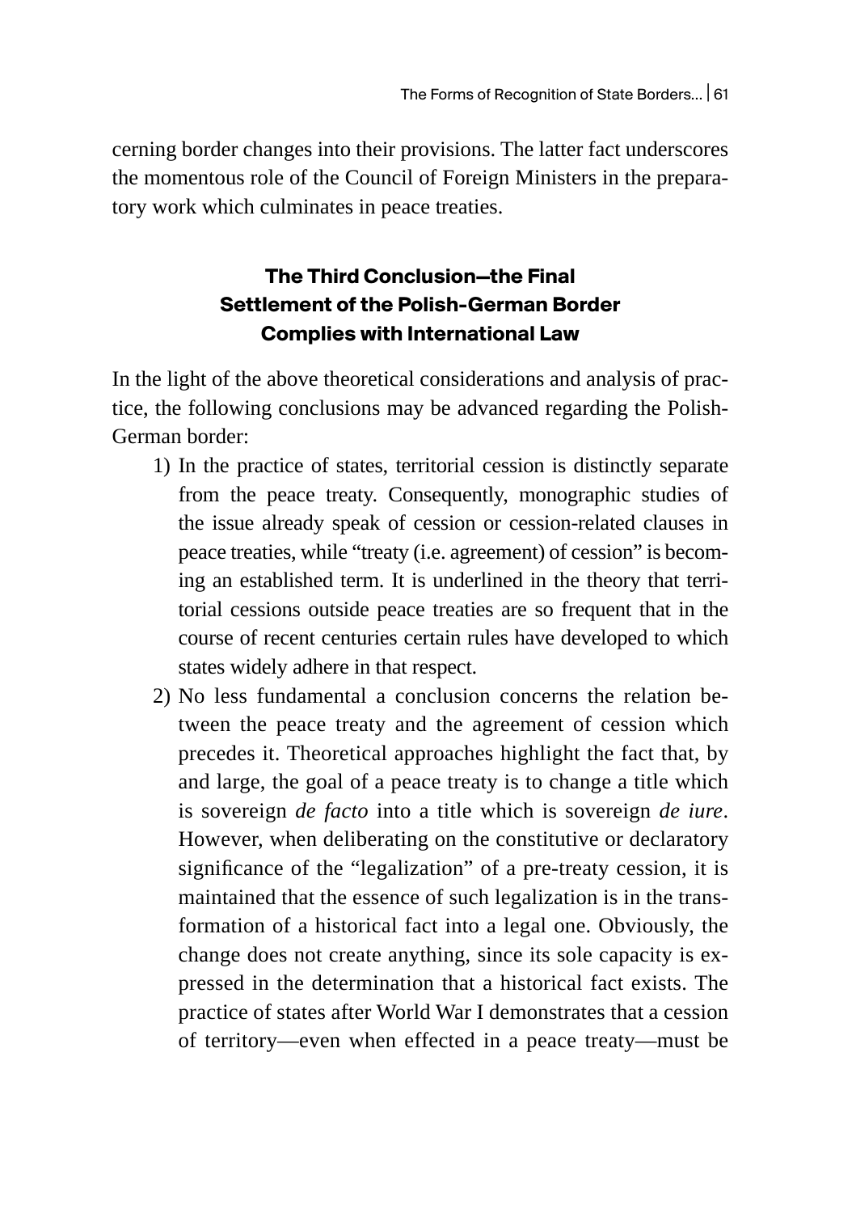cerning border changes into their provisions. The latter fact underscores the momentous role of the Council of Foreign Ministers in the preparatory work which culminates in peace treaties.

### The Third Conclusion—the Final Settlement of the Polish-German Border Complies with International Law

In the light of the above theoretical considerations and analysis of practice, the following conclusions may be advanced regarding the Polish-German border:

1) In the practice of states, territorial cession is distinctly separate from the peace treaty. Consequently, monographic studies of the issue already speak of cession or cession-related clauses in peace treaties, while "treaty (i.e. agreement) of cession" is becoming an established term. It is underlined in the theory that territorial cessions outside peace treaties are so frequent that in the course of recent centuries certain rules have developed to which states widely adhere in that respect.
2) No less fundamental a conclusion concerns the relation between the peace treaty and the agreement of cession which precedes it. Theoretical approaches highlight the fact that, by and large, the goal of a peace treaty is to change a title which is sovereign *de facto* into a title which is sovereign *de iure*. However, when deliberating on the constitutive or declaratory significance of the "legalization" of a pre-treaty cession, it is maintained that the essence of such legalization is in the transformation of a historical fact into a legal one. Obviously, the change does not create anything, since its sole capacity is expressed in the determination that a historical fact exists. The practice of states after World War I demonstrates that a cession of territory—even when effected in a peace treaty—must be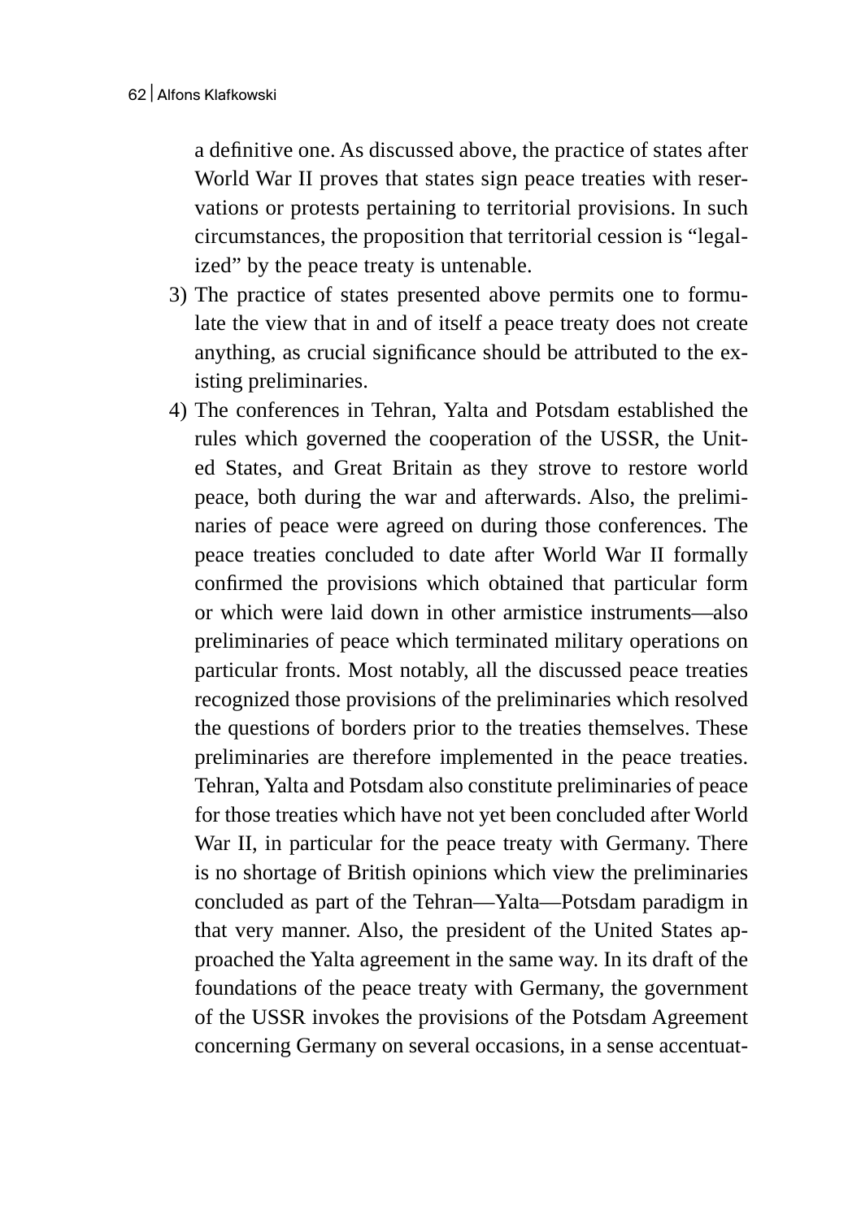a definitive one. As discussed above, the practice of states after World War II proves that states sign peace treaties with reservations or protests pertaining to territorial provisions. In such circumstances, the proposition that territorial cession is "legalized" by the peace treaty is untenable.

3) The practice of states presented above permits one to formulate the view that in and of itself a peace treaty does not create anything, as crucial significance should be attributed to the existing preliminaries.
4) The conferences in Tehran, Yalta and Potsdam established the rules which governed the cooperation of the USSR, the United States, and Great Britain as they strove to restore world peace, both during the war and afterwards. Also, the preliminaries of peace were agreed on during those conferences. The peace treaties concluded to date after World War II formally confirmed the provisions which obtained that particular form or which were laid down in other armistice instruments—also preliminaries of peace which terminated military operations on particular fronts. Most notably, all the discussed peace treaties recognized those provisions of the preliminaries which resolved the questions of borders prior to the treaties themselves. These preliminaries are therefore implemented in the peace treaties. Tehran, Yalta and Potsdam also constitute preliminaries of peace for those treaties which have not yet been concluded after World War II, in particular for the peace treaty with Germany. There is no shortage of British opinions which view the preliminaries concluded as part of the Tehran—Yalta—Potsdam paradigm in that very manner. Also, the president of the United States approached the Yalta agreement in the same way. In its draft of the foundations of the peace treaty with Germany, the government of the USSR invokes the provisions of the Potsdam Agreement concerning Germany on several occasions, in a sense accentuat-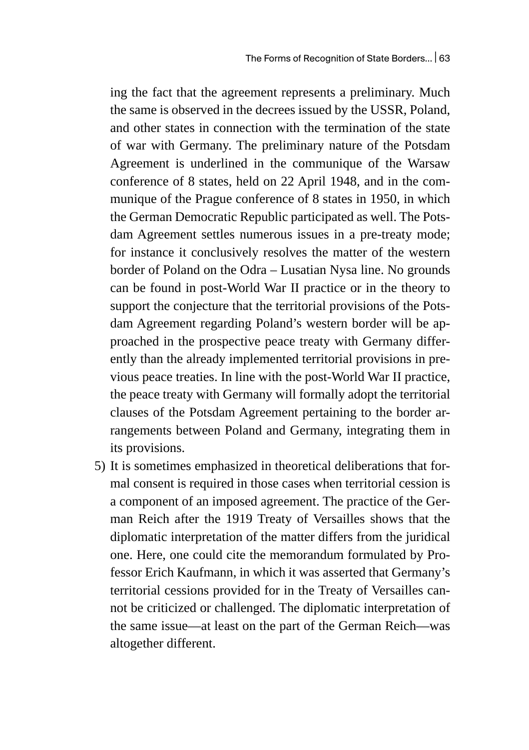ing the fact that the agreement represents a preliminary. Much the same is observed in the decrees issued by the USSR, Poland, and other states in connection with the termination of the state of war with Germany. The preliminary nature of the Potsdam Agreement is underlined in the communique of the Warsaw conference of 8 states, held on 22 April 1948, and in the communique of the Prague conference of 8 states in 1950, in which the German Democratic Republic participated as well. The Potsdam Agreement settles numerous issues in a pre-treaty mode; for instance it conclusively resolves the matter of the western border of Poland on the Odra – Lusatian Nysa line. No grounds can be found in post-World War II practice or in the theory to support the conjecture that the territorial provisions of the Potsdam Agreement regarding Poland's western border will be approached in the prospective peace treaty with Germany differently than the already implemented territorial provisions in previous peace treaties. In line with the post-World War II practice, the peace treaty with Germany will formally adopt the territorial clauses of the Potsdam Agreement pertaining to the border arrangements between Poland and Germany, integrating them in its provisions.

5) It is sometimes emphasized in theoretical deliberations that formal consent is required in those cases when territorial cession is a component of an imposed agreement. The practice of the German Reich after the 1919 Treaty of Versailles shows that the diplomatic interpretation of the matter differs from the juridical one. Here, one could cite the memorandum formulated by Professor Erich Kaufmann, in which it was asserted that Germany's territorial cessions provided for in the Treaty of Versailles cannot be criticized or challenged. The diplomatic interpretation of the same issue—at least on the part of the German Reich—was altogether different.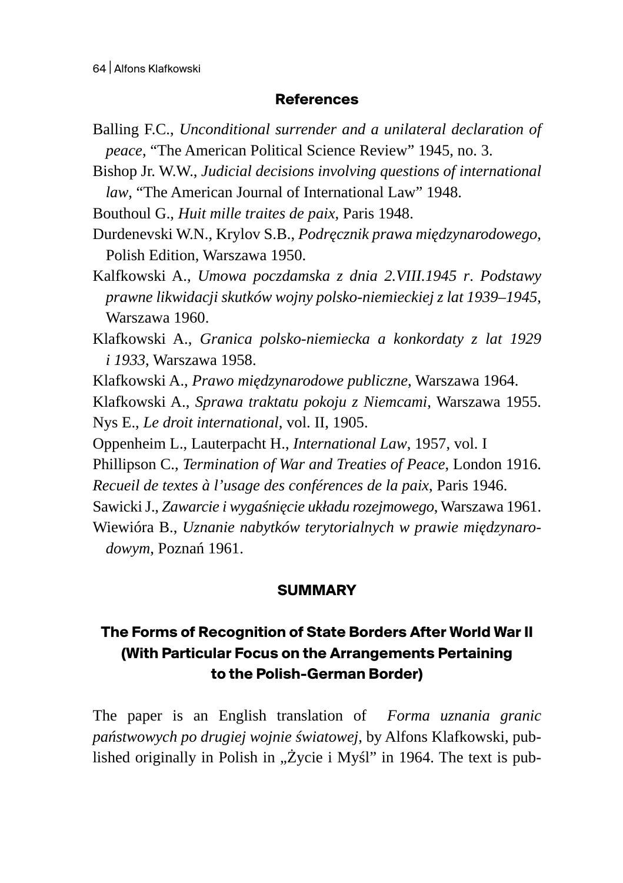## References

Balling F.C., *Unconditional surrender and a unilateral declaration of peace*, "The American Political Science Review" 1945, no. 3.

Bishop Jr. W.W., *Judicial decisions involving questions of international law*, "The American Journal of International Law" 1948.

Bouthoul G., *Huit mille traites de paix*, Paris 1948.

Durdenevski W.N., Krylov S.B., *Podręcznik prawa międzynarodowego*, Polish Edition, Warszawa 1950.

Kalfkowski A., *Umowa poczdamska z dnia 2.VIII.1945 r. Podstawy prawne likwidacji skutków wojny polsko-niemieckiej z lat 1939–1945*, Warszawa 1960.

Klafkowski A., *Granica polsko-niemiecka a konkordaty z lat 1929 i 1933*, Warszawa 1958.

Klafkowski A., *Prawo międzynarodowe publiczne*, Warszawa 1964.

Klafkowski A., *Sprawa traktatu pokoju z Niemcami*, Warszawa 1955.

Nys E., *Le droit international*, vol. II, 1905.

Oppenheim L., Lauterpacht H., *International Law*, 1957, vol. I

Phillipson C., *Termination of War and Treaties of Peace*, London 1916.

*Recueil de textes à l'usage des conférences de la paix*, Paris 1946.

Sawicki J., *Zawarcie i wygaśnięcie układu rozejmowego*, Warszawa 1961.

Wiewióra B., *Uznanie nabytków terytorialnych w prawie międzynarodowym*, Poznań 1961.

## SUMMARY

### The Forms of Recognition of State Borders After World War II (With Particular Focus on the Arrangements Pertaining to the Polish-German Border)

The paper is an English translation of *Forma uznania granic państwowych po drugiej wojnie światowej*, by Alfons Klafkowski, published originally in Polish in „Życie i Myśl" in 1964. The text is pub-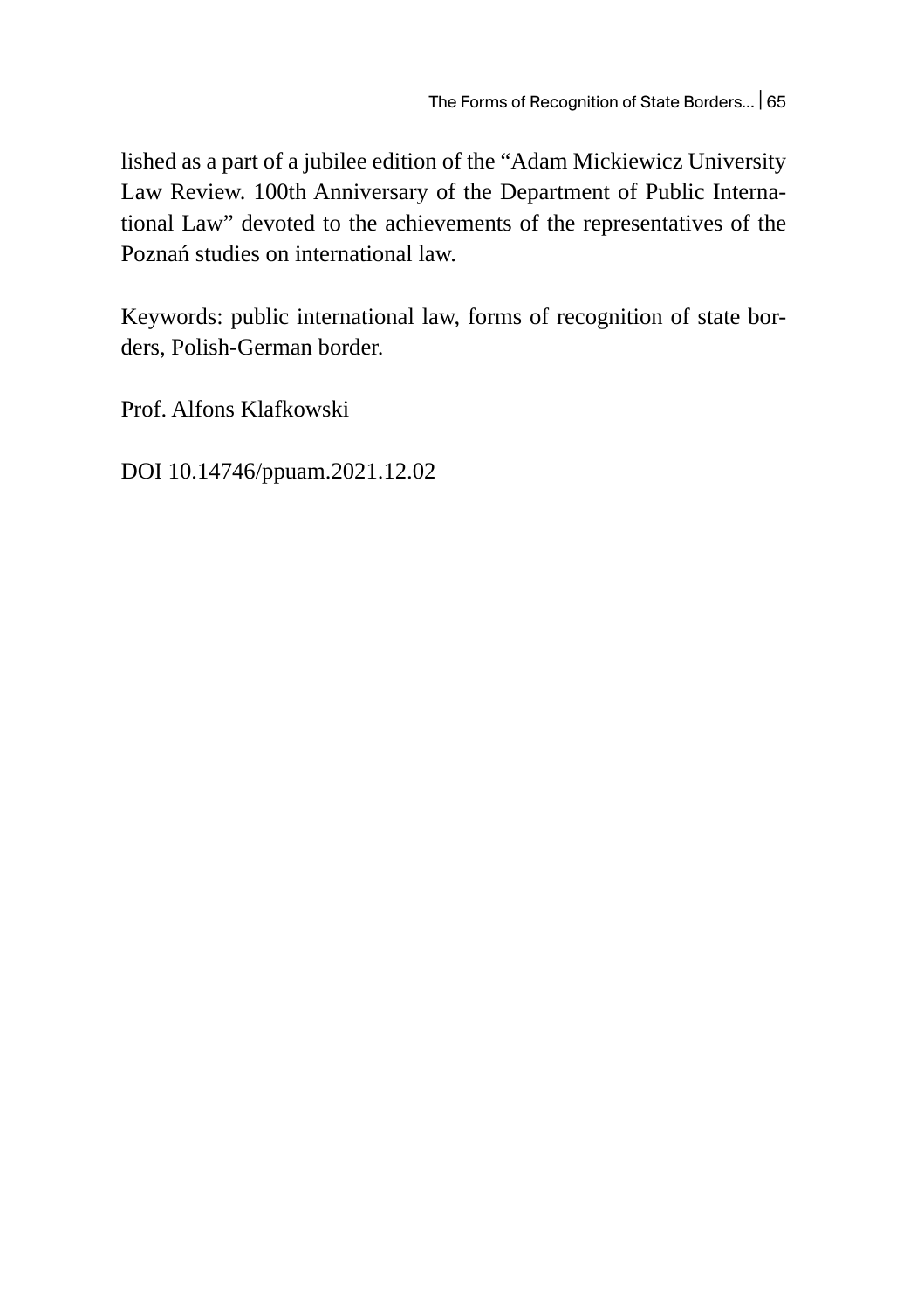lished as a part of a jubilee edition of the "Adam Mickiewicz University Law Review. 100th Anniversary of the Department of Public International Law" devoted to the achievements of the representatives of the Poznań studies on international law.

Keywords: public international law, forms of recognition of state borders, Polish-German border.

Prof. Alfons Klafkowski

DOI 10.14746/ppuam.2021.12.02